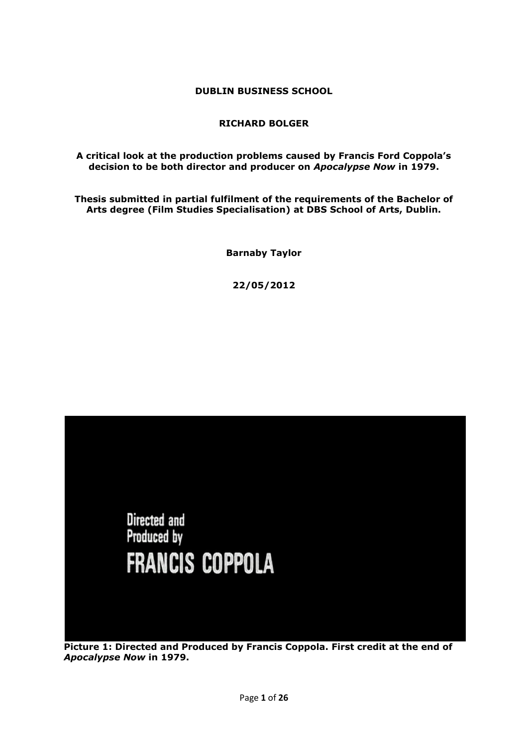**DUBLIN BUSINESS SCHOOL**

**RICHARD BOLGER**

**A critical look at the production problems caused by Francis Ford Coppola's decision to be both director and producer on *Apocalypse Now* in 1979.**

**Thesis submitted in partial fulfilment of the requirements of the Bachelor of Arts degree (Film Studies Specialisation) at DBS School of Arts, Dublin.**

**Barnaby Taylor**

**22/05/2012**

Directed and
Produced by
FRANCIS COPPOLA

**Picture 1: Directed and Produced by Francis Coppola. First credit at the end of *Apocalypse Now* in 1979.**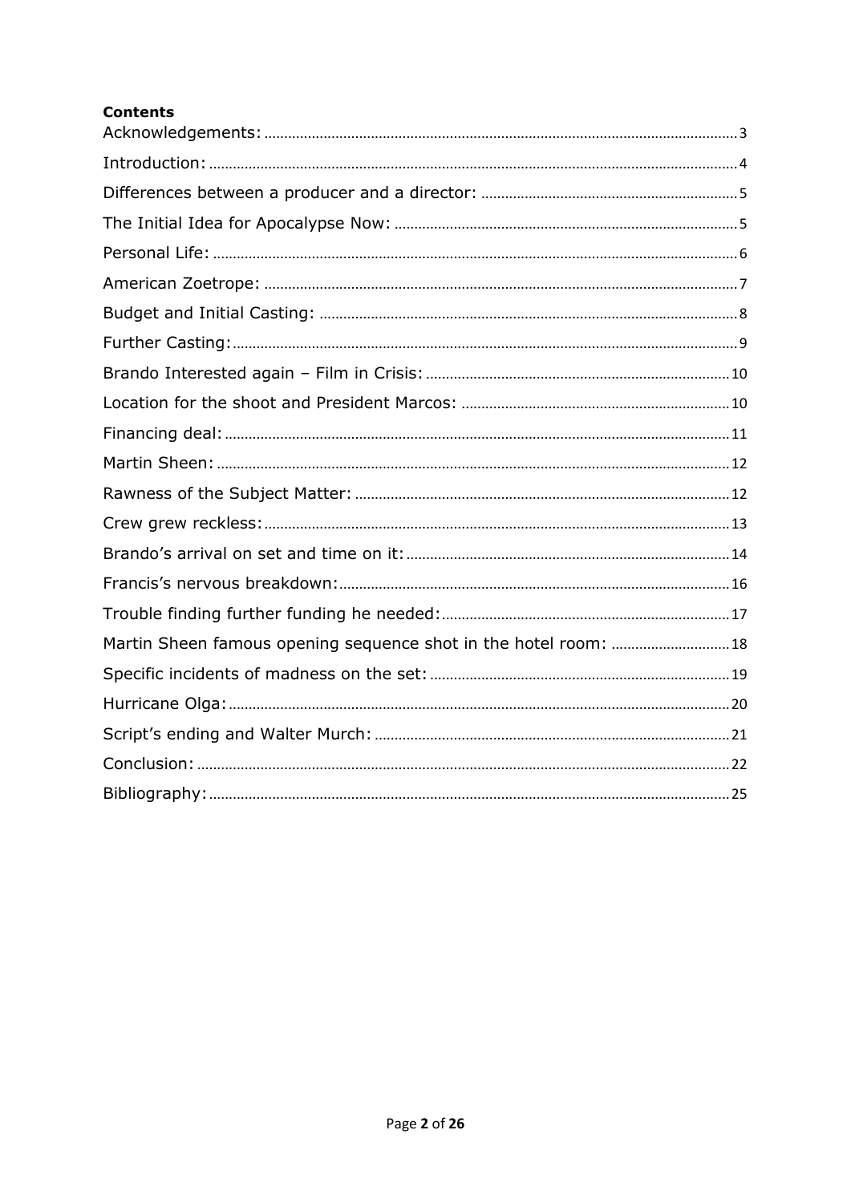**Contents**

Acknowledgements: 3

Introduction: 4

Differences between a producer and a director: 5

The Initial Idea for Apocalypse Now: 5

Personal Life: 6

American Zoetrope: 7

Budget and Initial Casting: 8

Further Casting: 9

Brando Interested again – Film in Crisis: 10

Location for the shoot and President Marcos: 10

Financing deal: 11

Martin Sheen: 12

Rawness of the Subject Matter: 12

Crew grew reckless: 13

Brando's arrival on set and time on it: 14

Francis's nervous breakdown: 16

Trouble finding further funding he needed: 17

Martin Sheen famous opening sequence shot in the hotel room: 18

Specific incidents of madness on the set: 19

Hurricane Olga: 20

Script's ending and Walter Murch: 21

Conclusion: 22

Bibliography: 25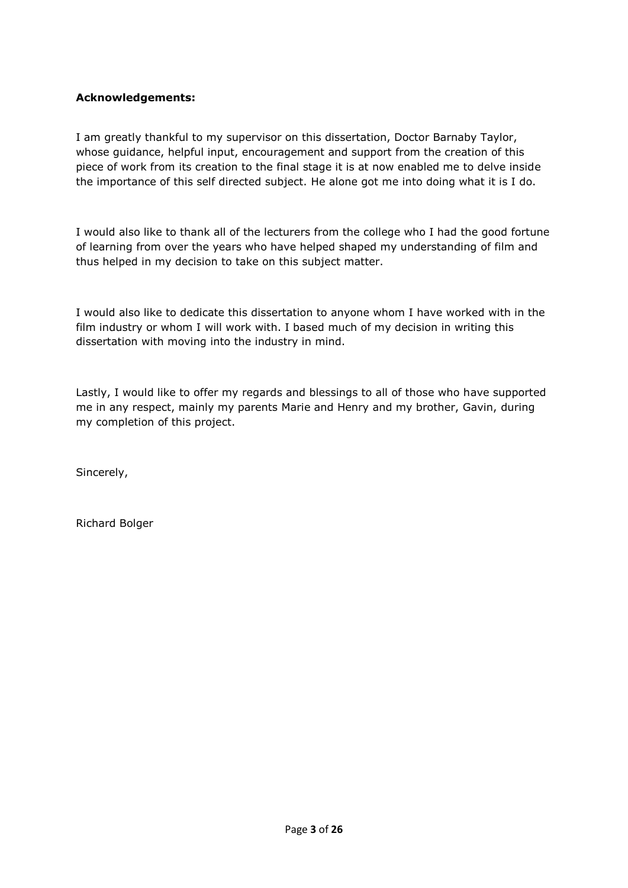**Acknowledgements:**

I am greatly thankful to my supervisor on this dissertation, Doctor Barnaby Taylor, whose guidance, helpful input, encouragement and support from the creation of this piece of work from its creation to the final stage it is at now enabled me to delve inside the importance of this self directed subject. He alone got me into doing what it is I do.

I would also like to thank all of the lecturers from the college who I had the good fortune of learning from over the years who have helped shaped my understanding of film and thus helped in my decision to take on this subject matter.

I would also like to dedicate this dissertation to anyone whom I have worked with in the film industry or whom I will work with. I based much of my decision in writing this dissertation with moving into the industry in mind.

Lastly, I would like to offer my regards and blessings to all of those who have supported me in any respect, mainly my parents Marie and Henry and my brother, Gavin, during my completion of this project.

Sincerely,

Richard Bolger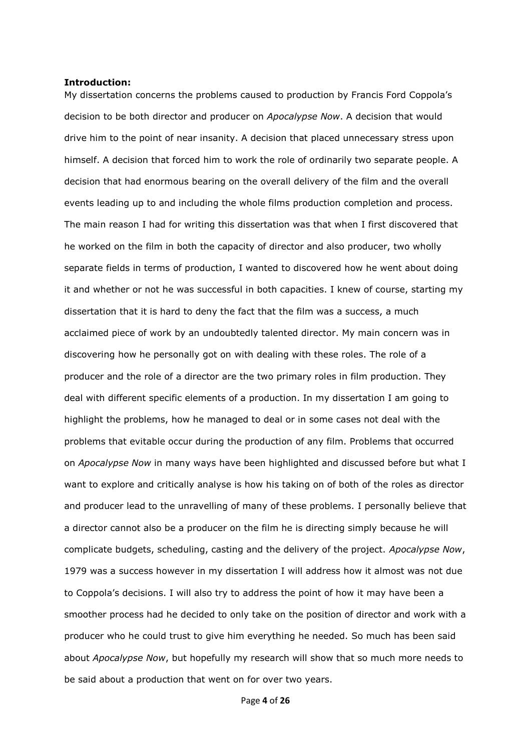**Introduction:**

My dissertation concerns the problems caused to production by Francis Ford Coppola's decision to be both director and producer on *Apocalypse Now*. A decision that would drive him to the point of near insanity. A decision that placed unnecessary stress upon himself. A decision that forced him to work the role of ordinarily two separate people. A decision that had enormous bearing on the overall delivery of the film and the overall events leading up to and including the whole films production completion and process. The main reason I had for writing this dissertation was that when I first discovered that he worked on the film in both the capacity of director and also producer, two wholly separate fields in terms of production, I wanted to discovered how he went about doing it and whether or not he was successful in both capacities. I knew of course, starting my dissertation that it is hard to deny the fact that the film was a success, a much acclaimed piece of work by an undoubtedly talented director. My main concern was in discovering how he personally got on with dealing with these roles. The role of a producer and the role of a director are the two primary roles in film production. They deal with different specific elements of a production. In my dissertation I am going to highlight the problems, how he managed to deal or in some cases not deal with the problems that evitable occur during the production of any film. Problems that occurred on *Apocalypse Now* in many ways have been highlighted and discussed before but what I want to explore and critically analyse is how his taking on of both of the roles as director and producer lead to the unravelling of many of these problems. I personally believe that a director cannot also be a producer on the film he is directing simply because he will complicate budgets, scheduling, casting and the delivery of the project. *Apocalypse Now*, 1979 was a success however in my dissertation I will address how it almost was not due to Coppola's decisions. I will also try to address the point of how it may have been a smoother process had he decided to only take on the position of director and work with a producer who he could trust to give him everything he needed. So much has been said about *Apocalypse Now*, but hopefully my research will show that so much more needs to be said about a production that went on for over two years.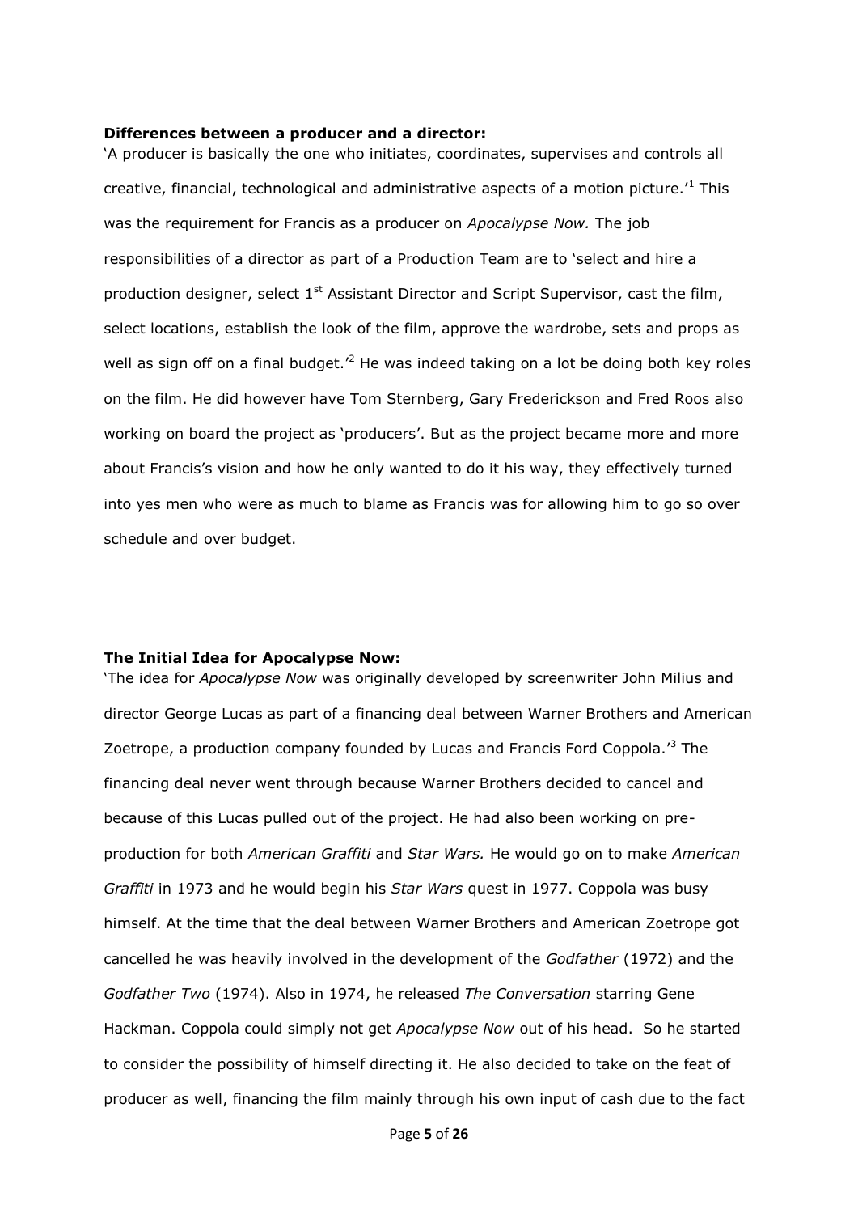**Differences between a producer and a director:**

'A producer is basically the one who initiates, coordinates, supervises and controls all creative, financial, technological and administrative aspects of a motion picture.'[1] This was the requirement for Francis as a producer on *Apocalypse Now.* The job responsibilities of a director as part of a Production Team are to 'select and hire a production designer, select 1st Assistant Director and Script Supervisor, cast the film, select locations, establish the look of the film, approve the wardrobe, sets and props as well as sign off on a final budget.'[2] He was indeed taking on a lot be doing both key roles on the film. He did however have Tom Sternberg, Gary Frederickson and Fred Roos also working on board the project as 'producers'. But as the project became more and more about Francis's vision and how he only wanted to do it his way, they effectively turned into yes men who were as much to blame as Francis was for allowing him to go so over schedule and over budget.

**The Initial Idea for Apocalypse Now:**

'The idea for *Apocalypse Now* was originally developed by screenwriter John Milius and director George Lucas as part of a financing deal between Warner Brothers and American Zoetrope, a production company founded by Lucas and Francis Ford Coppola.'[3] The financing deal never went through because Warner Brothers decided to cancel and because of this Lucas pulled out of the project. He had also been working on pre-production for both *American Graffiti* and *Star Wars.* He would go on to make *American Graffiti* in 1973 and he would begin his *Star Wars* quest in 1977. Coppola was busy himself. At the time that the deal between Warner Brothers and American Zoetrope got cancelled he was heavily involved in the development of the *Godfather* (1972) and the *Godfather Two* (1974). Also in 1974, he released *The Conversation* starring Gene Hackman. Coppola could simply not get *Apocalypse Now* out of his head. So he started to consider the possibility of himself directing it. He also decided to take on the feat of producer as well, financing the film mainly through his own input of cash due to the fact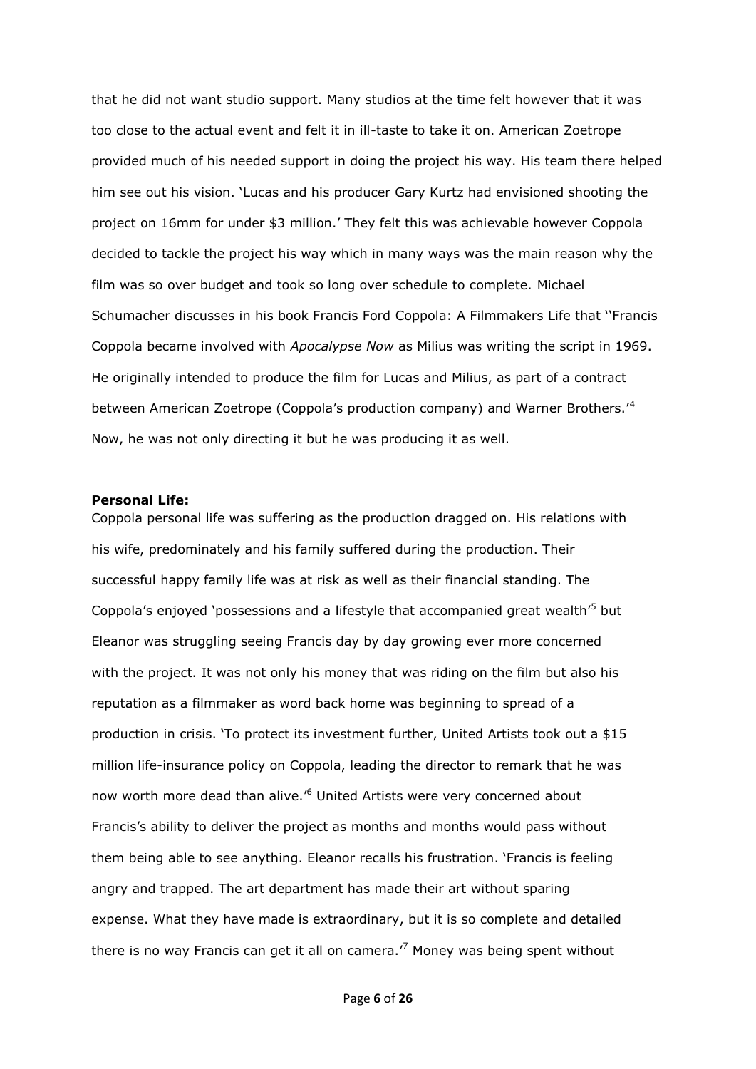that he did not want studio support. Many studios at the time felt however that it was too close to the actual event and felt it in ill-taste to take it on. American Zoetrope provided much of his needed support in doing the project his way. His team there helped him see out his vision. 'Lucas and his producer Gary Kurtz had envisioned shooting the project on 16mm for under $3 million.' They felt this was achievable however Coppola decided to tackle the project his way which in many ways was the main reason why the film was so over budget and took so long over schedule to complete. Michael Schumacher discusses in his book Francis Ford Coppola: A Filmmakers Life that ''Francis Coppola became involved with *Apocalypse Now* as Milius was writing the script in 1969. He originally intended to produce the film for Lucas and Milius, as part of a contract between American Zoetrope (Coppola's production company) and Warner Brothers.'[4] Now, he was not only directing it but he was producing it as well.

**Personal Life:**

Coppola personal life was suffering as the production dragged on. His relations with his wife, predominately and his family suffered during the production. Their successful happy family life was at risk as well as their financial standing. The Coppola's enjoyed 'possessions and a lifestyle that accompanied great wealth'[5] but Eleanor was struggling seeing Francis day by day growing ever more concerned with the project. It was not only his money that was riding on the film but also his reputation as a filmmaker as word back home was beginning to spread of a production in crisis. 'To protect its investment further, United Artists took out a $15 million life-insurance policy on Coppola, leading the director to remark that he was now worth more dead than alive.'[6] United Artists were very concerned about Francis's ability to deliver the project as months and months would pass without them being able to see anything. Eleanor recalls his frustration. 'Francis is feeling angry and trapped. The art department has made their art without sparing expense. What they have made is extraordinary, but it is so complete and detailed there is no way Francis can get it all on camera.'[7] Money was being spent without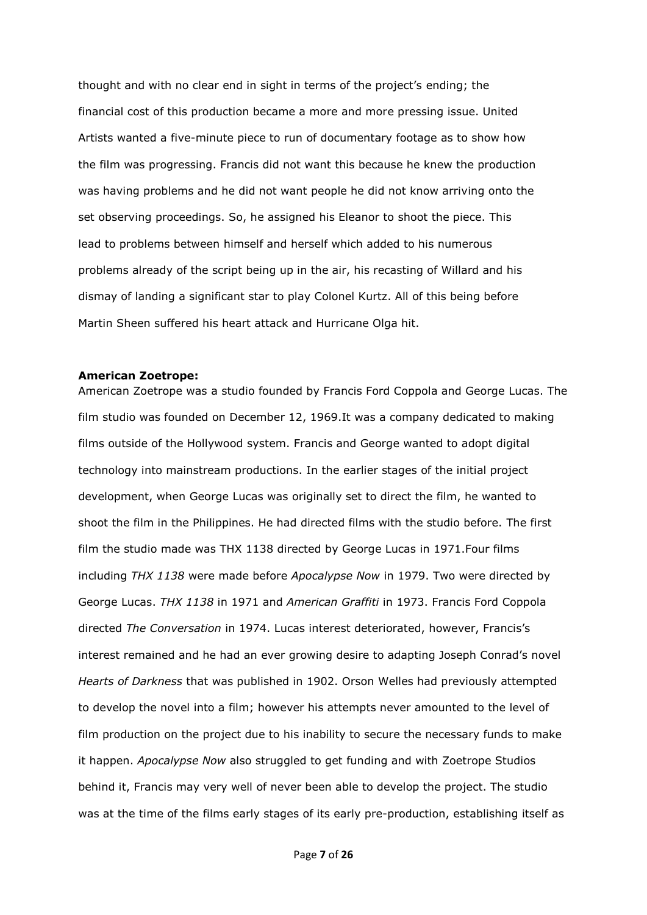thought and with no clear end in sight in terms of the project's ending; the financial cost of this production became a more and more pressing issue. United Artists wanted a five-minute piece to run of documentary footage as to show how the film was progressing. Francis did not want this because he knew the production was having problems and he did not want people he did not know arriving onto the set observing proceedings. So, he assigned his Eleanor to shoot the piece. This lead to problems between himself and herself which added to his numerous problems already of the script being up in the air, his recasting of Willard and his dismay of landing a significant star to play Colonel Kurtz. All of this being before Martin Sheen suffered his heart attack and Hurricane Olga hit.

**American Zoetrope:**

American Zoetrope was a studio founded by Francis Ford Coppola and George Lucas. The film studio was founded on December 12, 1969.It was a company dedicated to making films outside of the Hollywood system. Francis and George wanted to adopt digital technology into mainstream productions. In the earlier stages of the initial project development, when George Lucas was originally set to direct the film, he wanted to shoot the film in the Philippines. He had directed films with the studio before. The first film the studio made was THX 1138 directed by George Lucas in 1971.Four films including *THX 1138* were made before *Apocalypse Now* in 1979. Two were directed by George Lucas. *THX 1138* in 1971 and *American Graffiti* in 1973. Francis Ford Coppola directed *The Conversation* in 1974. Lucas interest deteriorated, however, Francis's interest remained and he had an ever growing desire to adapting Joseph Conrad's novel *Hearts of Darkness* that was published in 1902. Orson Welles had previously attempted to develop the novel into a film; however his attempts never amounted to the level of film production on the project due to his inability to secure the necessary funds to make it happen. *Apocalypse Now* also struggled to get funding and with Zoetrope Studios behind it, Francis may very well of never been able to develop the project. The studio was at the time of the films early stages of its early pre-production, establishing itself as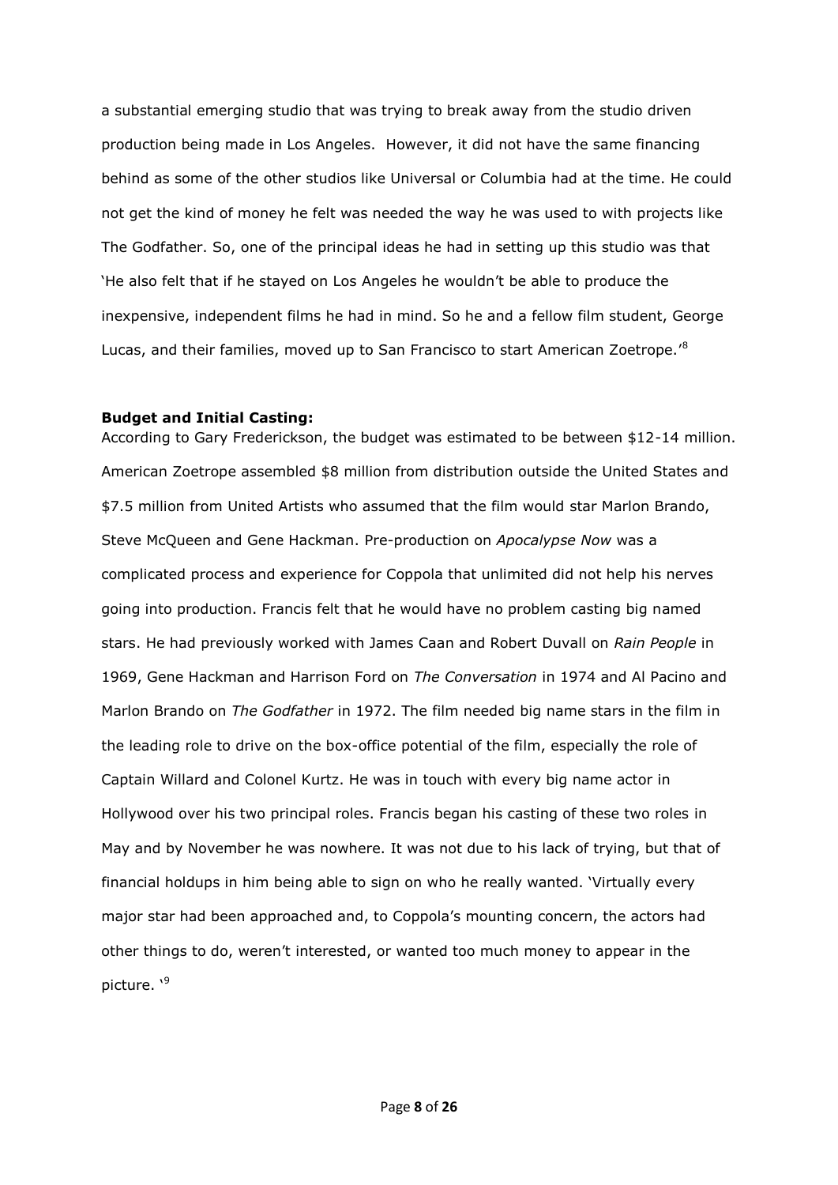a substantial emerging studio that was trying to break away from the studio driven production being made in Los Angeles. However, it did not have the same financing behind as some of the other studios like Universal or Columbia had at the time. He could not get the kind of money he felt was needed the way he was used to with projects like The Godfather. So, one of the principal ideas he had in setting up this studio was that 'He also felt that if he stayed on Los Angeles he wouldn't be able to produce the inexpensive, independent films he had in mind. So he and a fellow film student, George Lucas, and their families, moved up to San Francisco to start American Zoetrope.'[8]

**Budget and Initial Casting:**

According to Gary Frederickson, the budget was estimated to be between $12-14 million. American Zoetrope assembled $8 million from distribution outside the United States and $7.5 million from United Artists who assumed that the film would star Marlon Brando, Steve McQueen and Gene Hackman. Pre-production on *Apocalypse Now* was a complicated process and experience for Coppola that unlimited did not help his nerves going into production. Francis felt that he would have no problem casting big named stars. He had previously worked with James Caan and Robert Duvall on *Rain People* in 1969, Gene Hackman and Harrison Ford on *The Conversation* in 1974 and Al Pacino and Marlon Brando on *The Godfather* in 1972. The film needed big name stars in the film in the leading role to drive on the box-office potential of the film, especially the role of Captain Willard and Colonel Kurtz. He was in touch with every big name actor in Hollywood over his two principal roles. Francis began his casting of these two roles in May and by November he was nowhere. It was not due to his lack of trying, but that of financial holdups in him being able to sign on who he really wanted. 'Virtually every major star had been approached and, to Coppola's mounting concern, the actors had other things to do, weren't interested, or wanted too much money to appear in the picture. '[9]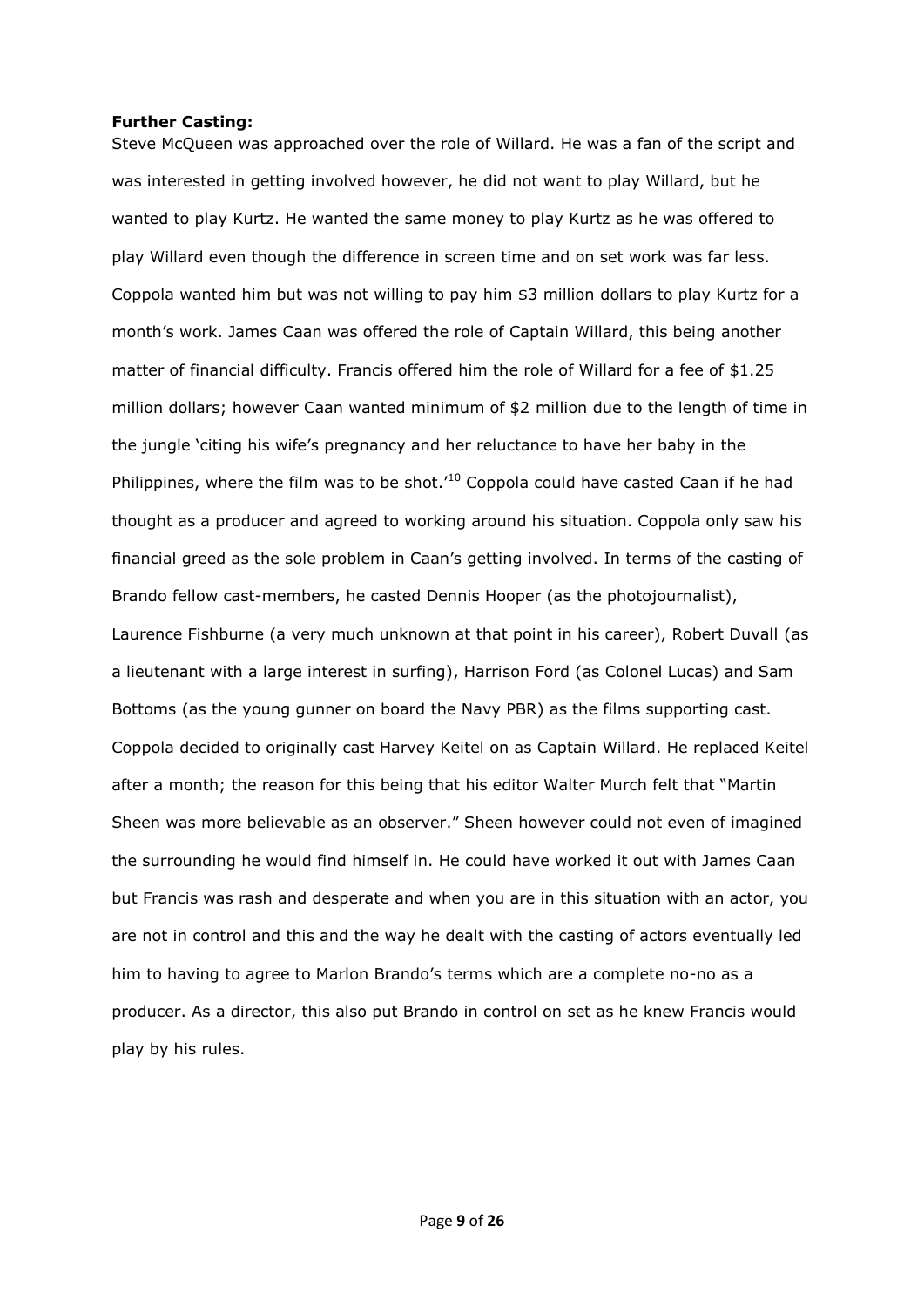**Further Casting:**

Steve McQueen was approached over the role of Willard. He was a fan of the script and was interested in getting involved however, he did not want to play Willard, but he wanted to play Kurtz. He wanted the same money to play Kurtz as he was offered to play Willard even though the difference in screen time and on set work was far less. Coppola wanted him but was not willing to pay him $3 million dollars to play Kurtz for a month's work. James Caan was offered the role of Captain Willard, this being another matter of financial difficulty. Francis offered him the role of Willard for a fee of $1.25 million dollars; however Caan wanted minimum of $2 million due to the length of time in the jungle 'citing his wife's pregnancy and her reluctance to have her baby in the Philippines, where the film was to be shot.'[10] Coppola could have casted Caan if he had thought as a producer and agreed to working around his situation. Coppola only saw his financial greed as the sole problem in Caan's getting involved. In terms of the casting of Brando fellow cast-members, he casted Dennis Hooper (as the photojournalist), Laurence Fishburne (a very much unknown at that point in his career), Robert Duvall (as a lieutenant with a large interest in surfing), Harrison Ford (as Colonel Lucas) and Sam Bottoms (as the young gunner on board the Navy PBR) as the films supporting cast. Coppola decided to originally cast Harvey Keitel on as Captain Willard. He replaced Keitel after a month; the reason for this being that his editor Walter Murch felt that "Martin Sheen was more believable as an observer." Sheen however could not even of imagined the surrounding he would find himself in. He could have worked it out with James Caan but Francis was rash and desperate and when you are in this situation with an actor, you are not in control and this and the way he dealt with the casting of actors eventually led him to having to agree to Marlon Brando's terms which are a complete no-no as a producer. As a director, this also put Brando in control on set as he knew Francis would play by his rules.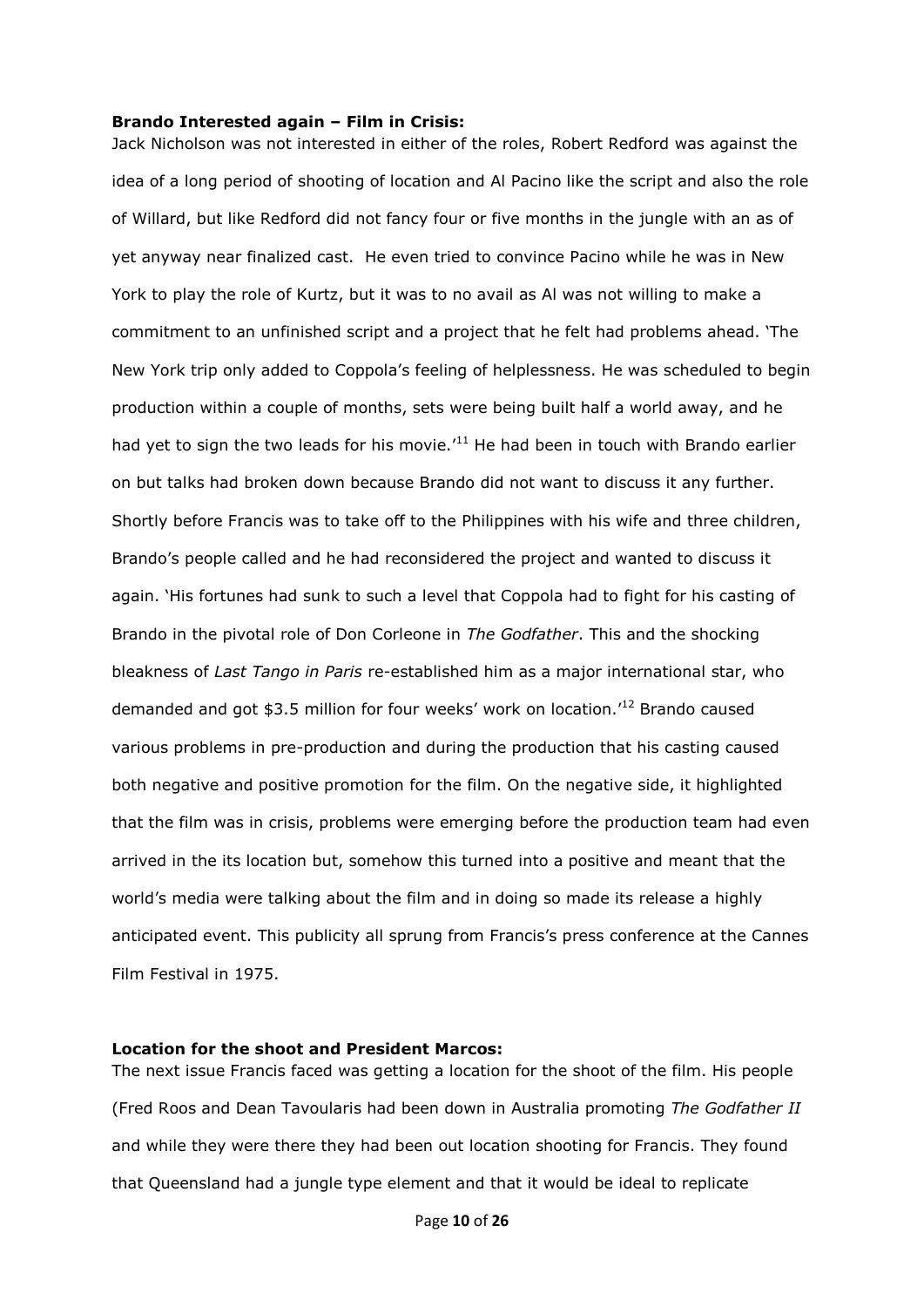**Brando Interested again – Film in Crisis:**

Jack Nicholson was not interested in either of the roles, Robert Redford was against the idea of a long period of shooting of location and Al Pacino like the script and also the role of Willard, but like Redford did not fancy four or five months in the jungle with an as of yet anyway near finalized cast. He even tried to convince Pacino while he was in New York to play the role of Kurtz, but it was to no avail as Al was not willing to make a commitment to an unfinished script and a project that he felt had problems ahead. 'The New York trip only added to Coppola's feeling of helplessness. He was scheduled to begin production within a couple of months, sets were being built half a world away, and he had yet to sign the two leads for his movie.'[11] He had been in touch with Brando earlier on but talks had broken down because Brando did not want to discuss it any further. Shortly before Francis was to take off to the Philippines with his wife and three children, Brando's people called and he had reconsidered the project and wanted to discuss it again. 'His fortunes had sunk to such a level that Coppola had to fight for his casting of Brando in the pivotal role of Don Corleone in *The Godfather*. This and the shocking bleakness of *Last Tango in Paris* re-established him as a major international star, who demanded and got $3.5 million for four weeks' work on location.'[12] Brando caused various problems in pre-production and during the production that his casting caused both negative and positive promotion for the film. On the negative side, it highlighted that the film was in crisis, problems were emerging before the production team had even arrived in the its location but, somehow this turned into a positive and meant that the world's media were talking about the film and in doing so made its release a highly anticipated event. This publicity all sprung from Francis's press conference at the Cannes Film Festival in 1975.

**Location for the shoot and President Marcos:**

The next issue Francis faced was getting a location for the shoot of the film. His people (Fred Roos and Dean Tavoularis had been down in Australia promoting *The Godfather II* and while they were there they had been out location shooting for Francis. They found that Queensland had a jungle type element and that it would be ideal to replicate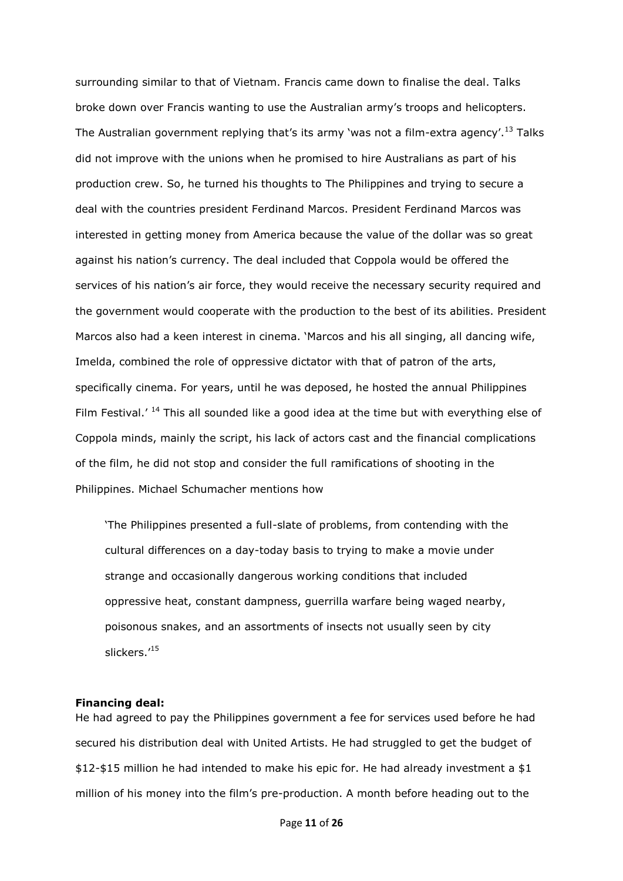surrounding similar to that of Vietnam. Francis came down to finalise the deal. Talks broke down over Francis wanting to use the Australian army's troops and helicopters. The Australian government replying that's its army 'was not a film-extra agency'.[13] Talks did not improve with the unions when he promised to hire Australians as part of his production crew. So, he turned his thoughts to The Philippines and trying to secure a deal with the countries president Ferdinand Marcos. President Ferdinand Marcos was interested in getting money from America because the value of the dollar was so great against his nation's currency. The deal included that Coppola would be offered the services of his nation's air force, they would receive the necessary security required and the government would cooperate with the production to the best of its abilities. President Marcos also had a keen interest in cinema. 'Marcos and his all singing, all dancing wife, Imelda, combined the role of oppressive dictator with that of patron of the arts, specifically cinema. For years, until he was deposed, he hosted the annual Philippines Film Festival.' [14] This all sounded like a good idea at the time but with everything else of Coppola minds, mainly the script, his lack of actors cast and the financial complications of the film, he did not stop and consider the full ramifications of shooting in the Philippines. Michael Schumacher mentions how

> 'The Philippines presented a full-slate of problems, from contending with the cultural differences on a day-today basis to trying to make a movie under strange and occasionally dangerous working conditions that included oppressive heat, constant dampness, guerrilla warfare being waged nearby, poisonous snakes, and an assortments of insects not usually seen by city slickers.'[15]

**Financing deal:**

He had agreed to pay the Philippines government a fee for services used before he had secured his distribution deal with United Artists. He had struggled to get the budget of \$12-\$15 million he had intended to make his epic for. He had already investment a \$1 million of his money into the film's pre-production. A month before heading out to the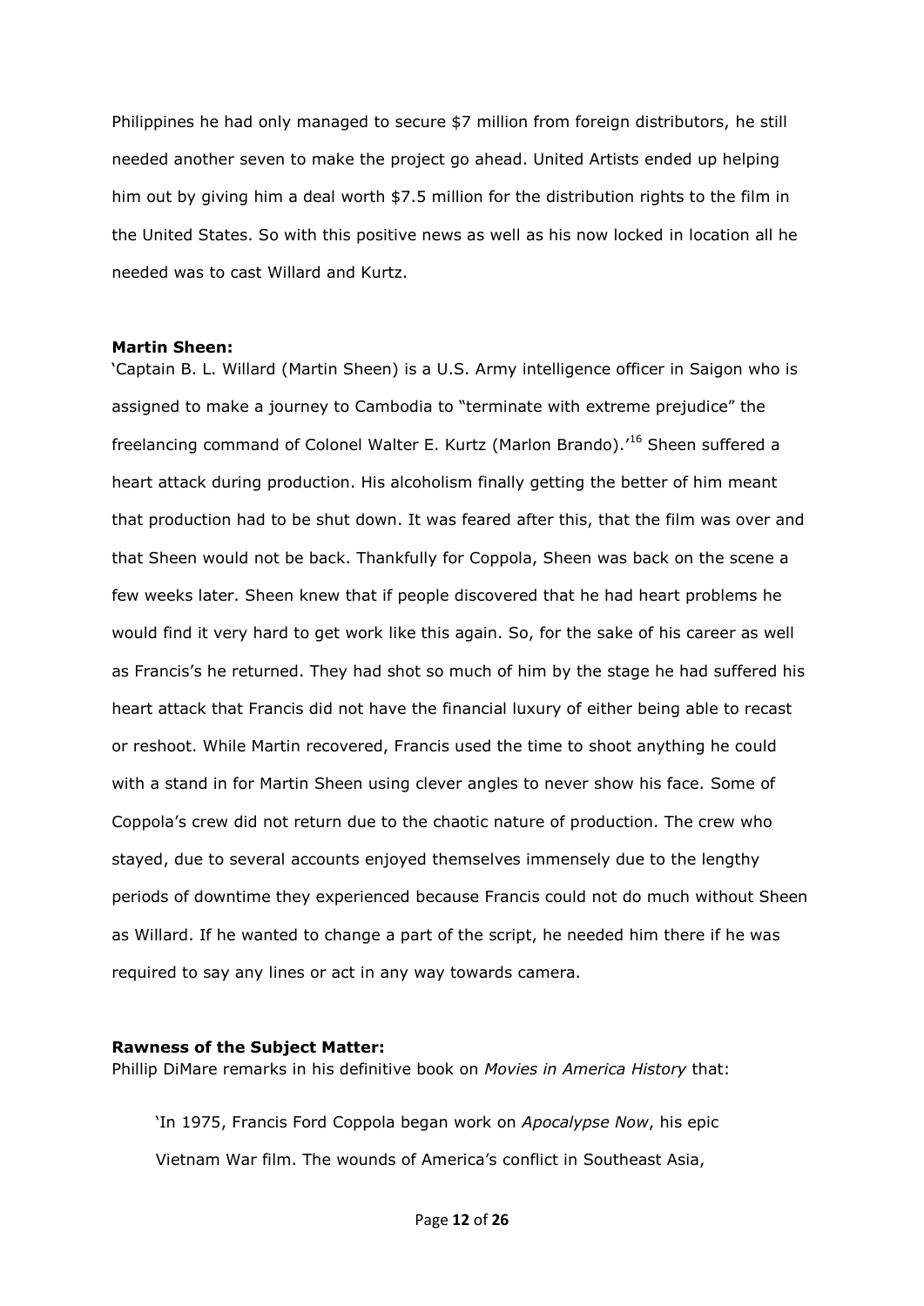Philippines he had only managed to secure $7 million from foreign distributors, he still needed another seven to make the project go ahead. United Artists ended up helping him out by giving him a deal worth $7.5 million for the distribution rights to the film in the United States. So with this positive news as well as his now locked in location all he needed was to cast Willard and Kurtz.

**Martin Sheen:**

'Captain B. L. Willard (Martin Sheen) is a U.S. Army intelligence officer in Saigon who is assigned to make a journey to Cambodia to "terminate with extreme prejudice" the freelancing command of Colonel Walter E. Kurtz (Marlon Brando).'[16] Sheen suffered a heart attack during production. His alcoholism finally getting the better of him meant that production had to be shut down. It was feared after this, that the film was over and that Sheen would not be back. Thankfully for Coppola, Sheen was back on the scene a few weeks later. Sheen knew that if people discovered that he had heart problems he would find it very hard to get work like this again. So, for the sake of his career as well as Francis's he returned. They had shot so much of him by the stage he had suffered his heart attack that Francis did not have the financial luxury of either being able to recast or reshoot. While Martin recovered, Francis used the time to shoot anything he could with a stand in for Martin Sheen using clever angles to never show his face. Some of Coppola's crew did not return due to the chaotic nature of production. The crew who stayed, due to several accounts enjoyed themselves immensely due to the lengthy periods of downtime they experienced because Francis could not do much without Sheen as Willard. If he wanted to change a part of the script, he needed him there if he was required to say any lines or act in any way towards camera.

**Rawness of the Subject Matter:**

Phillip DiMare remarks in his definitive book on *Movies in America History* that:

> 'In 1975, Francis Ford Coppola began work on *Apocalypse Now*, his epic Vietnam War film. The wounds of America's conflict in Southeast Asia,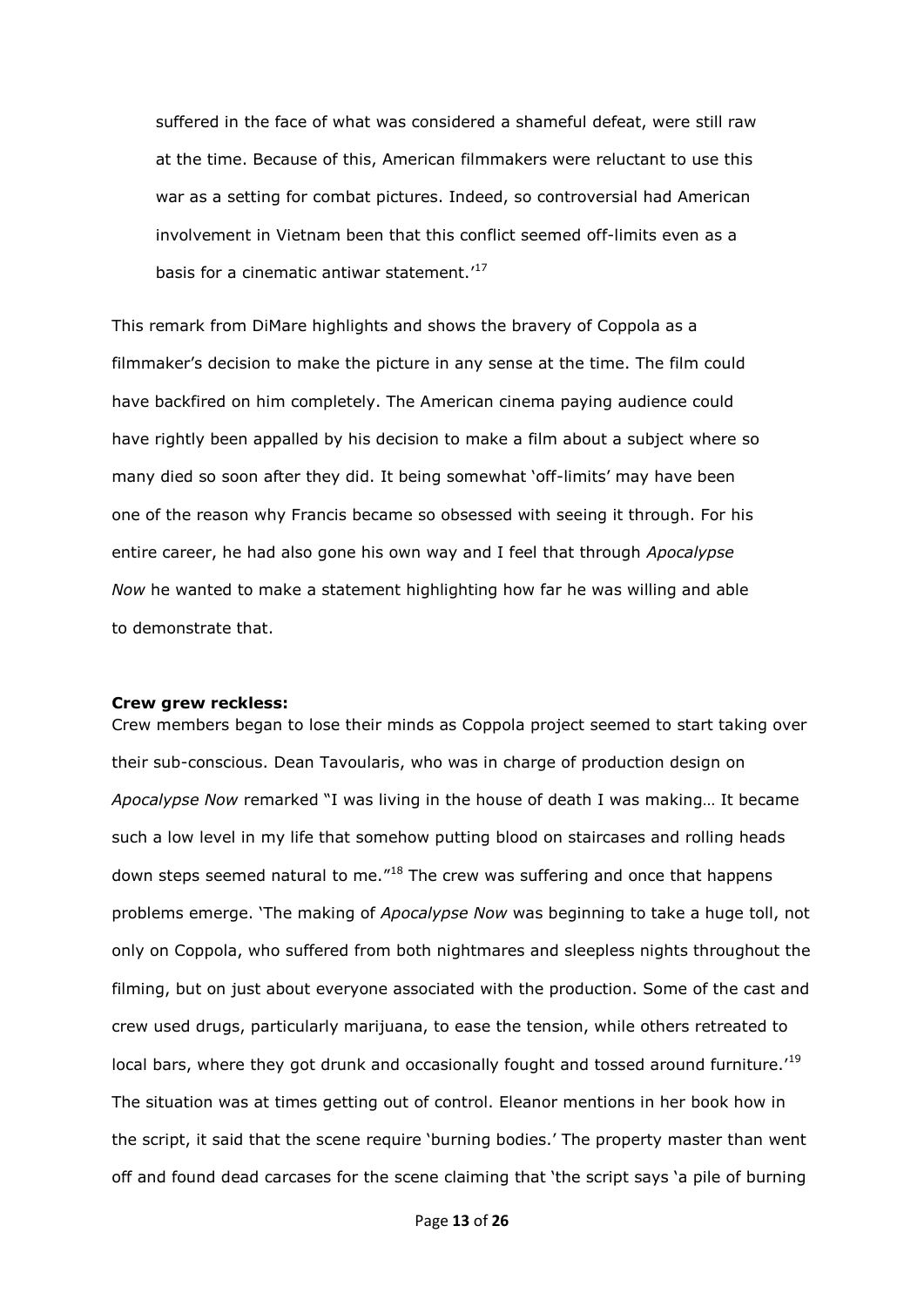> suffered in the face of what was considered a shameful defeat, were still raw at the time. Because of this, American filmmakers were reluctant to use this war as a setting for combat pictures. Indeed, so controversial had American involvement in Vietnam been that this conflict seemed off-limits even as a basis for a cinematic antiwar statement.'[17]

This remark from DiMare highlights and shows the bravery of Coppola as a filmmaker's decision to make the picture in any sense at the time. The film could have backfired on him completely. The American cinema paying audience could have rightly been appalled by his decision to make a film about a subject where so many died so soon after they did. It being somewhat 'off-limits' may have been one of the reason why Francis became so obsessed with seeing it through. For his entire career, he had also gone his own way and I feel that through *Apocalypse Now* he wanted to make a statement highlighting how far he was willing and able to demonstrate that.

**Crew grew reckless:**

Crew members began to lose their minds as Coppola project seemed to start taking over their sub-conscious. Dean Tavoularis, who was in charge of production design on *Apocalypse Now* remarked "I was living in the house of death I was making… It became such a low level in my life that somehow putting blood on staircases and rolling heads down steps seemed natural to me."[18] The crew was suffering and once that happens problems emerge. 'The making of *Apocalypse Now* was beginning to take a huge toll, not only on Coppola, who suffered from both nightmares and sleepless nights throughout the filming, but on just about everyone associated with the production. Some of the cast and crew used drugs, particularly marijuana, to ease the tension, while others retreated to local bars, where they got drunk and occasionally fought and tossed around furniture.'[19] The situation was at times getting out of control. Eleanor mentions in her book how in the script, it said that the scene require 'burning bodies.' The property master than went off and found dead carcases for the scene claiming that 'the script says 'a pile of burning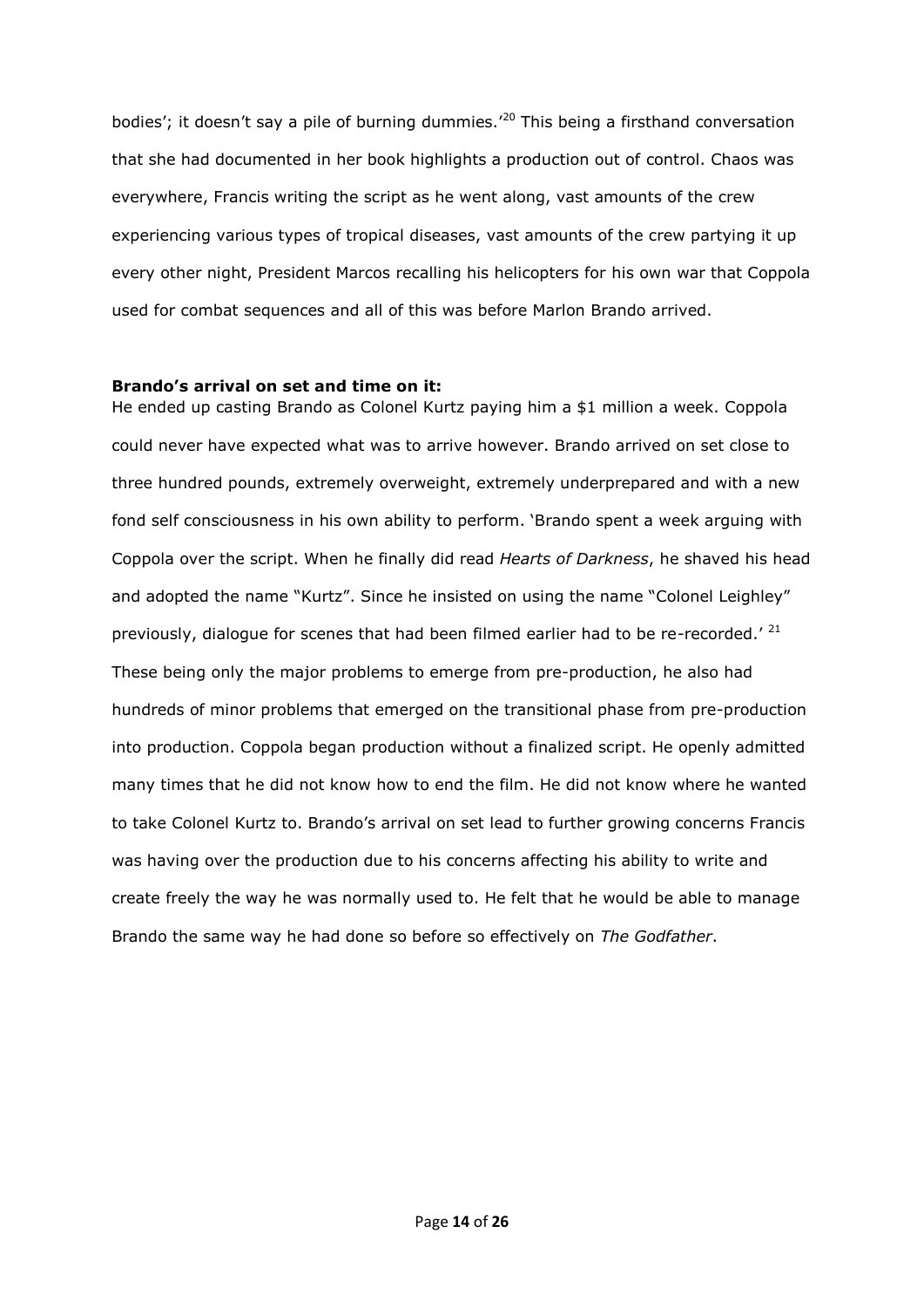bodies'; it doesn't say a pile of burning dummies.'[20] This being a firsthand conversation that she had documented in her book highlights a production out of control. Chaos was everywhere, Francis writing the script as he went along, vast amounts of the crew experiencing various types of tropical diseases, vast amounts of the crew partying it up every other night, President Marcos recalling his helicopters for his own war that Coppola used for combat sequences and all of this was before Marlon Brando arrived.

**Brando's arrival on set and time on it:**

He ended up casting Brando as Colonel Kurtz paying him a $1 million a week. Coppola could never have expected what was to arrive however. Brando arrived on set close to three hundred pounds, extremely overweight, extremely underprepared and with a new fond self consciousness in his own ability to perform. 'Brando spent a week arguing with Coppola over the script. When he finally did read *Hearts of Darkness*, he shaved his head and adopted the name "Kurtz". Since he insisted on using the name "Colonel Leighley" previously, dialogue for scenes that had been filmed earlier had to be re-recorded.' [21] These being only the major problems to emerge from pre-production, he also had hundreds of minor problems that emerged on the transitional phase from pre-production into production. Coppola began production without a finalized script. He openly admitted many times that he did not know how to end the film. He did not know where he wanted to take Colonel Kurtz to. Brando's arrival on set lead to further growing concerns Francis was having over the production due to his concerns affecting his ability to write and create freely the way he was normally used to. He felt that he would be able to manage Brando the same way he had done so before so effectively on *The Godfather*.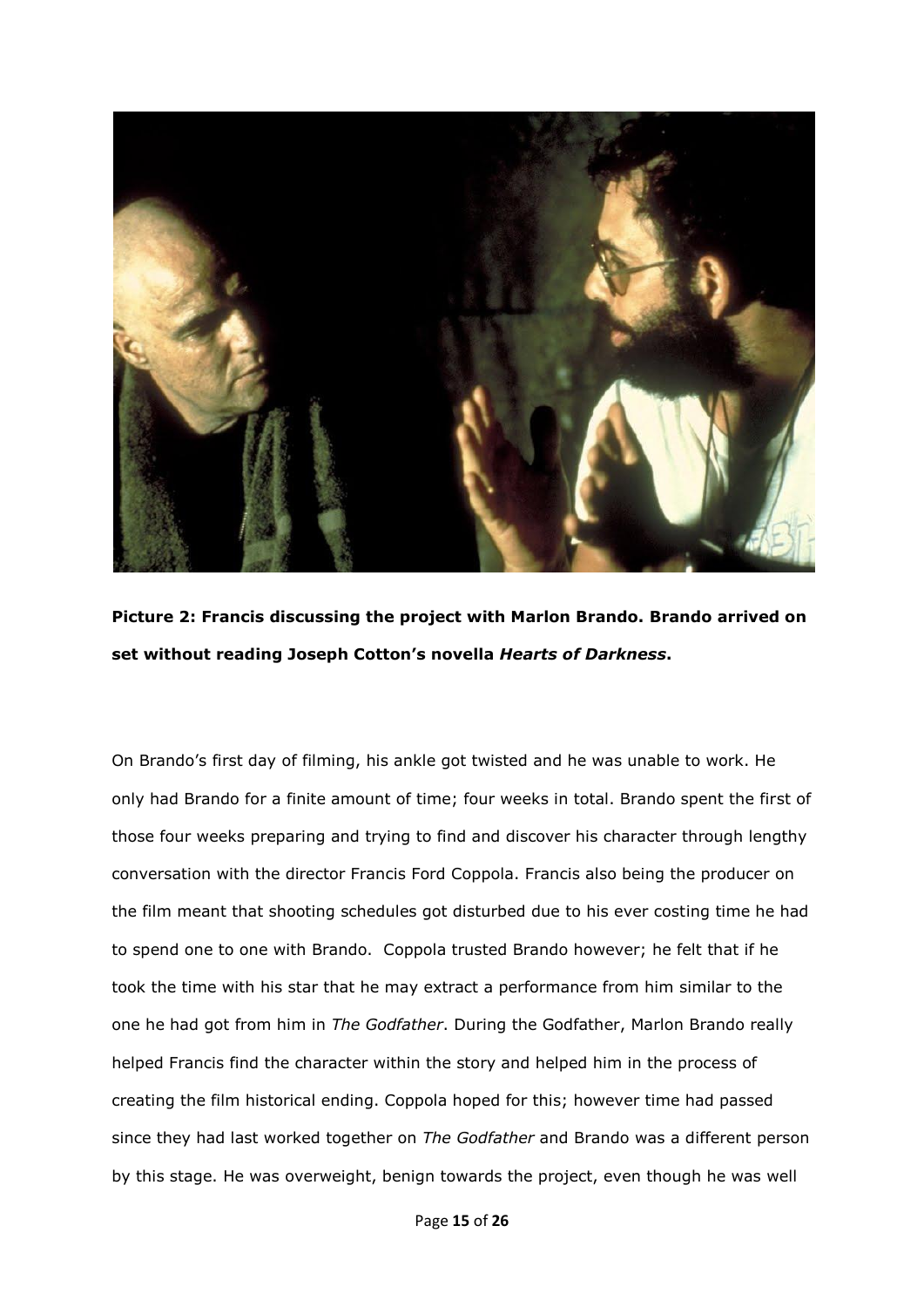**Picture 2: Francis discussing the project with Marlon Brando. Brando arrived on set without reading Joseph Cotton's novella *Hearts of Darkness*.**

On Brando's first day of filming, his ankle got twisted and he was unable to work. He only had Brando for a finite amount of time; four weeks in total. Brando spent the first of those four weeks preparing and trying to find and discover his character through lengthy conversation with the director Francis Ford Coppola. Francis also being the producer on the film meant that shooting schedules got disturbed due to his ever costing time he had to spend one to one with Brando. Coppola trusted Brando however; he felt that if he took the time with his star that he may extract a performance from him similar to the one he had got from him in *The Godfather*. During the Godfather, Marlon Brando really helped Francis find the character within the story and helped him in the process of creating the film historical ending. Coppola hoped for this; however time had passed since they had last worked together on *The Godfather* and Brando was a different person by this stage. He was overweight, benign towards the project, even though he was well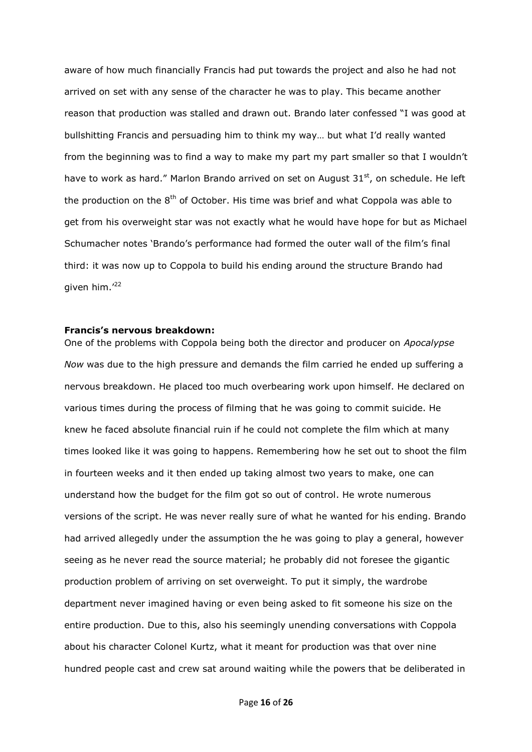aware of how much financially Francis had put towards the project and also he had not arrived on set with any sense of the character he was to play. This became another reason that production was stalled and drawn out. Brando later confessed "I was good at bullshitting Francis and persuading him to think my way… but what I'd really wanted from the beginning was to find a way to make my part my part smaller so that I wouldn't have to work as hard." Marlon Brando arrived on set on August 31st, on schedule. He left the production on the 8th of October. His time was brief and what Coppola was able to get from his overweight star was not exactly what he would have hope for but as Michael Schumacher notes 'Brando's performance had formed the outer wall of the film's final third: it was now up to Coppola to build his ending around the structure Brando had given him.'[22]

**Francis's nervous breakdown:**

One of the problems with Coppola being both the director and producer on *Apocalypse Now* was due to the high pressure and demands the film carried he ended up suffering a nervous breakdown. He placed too much overbearing work upon himself. He declared on various times during the process of filming that he was going to commit suicide. He knew he faced absolute financial ruin if he could not complete the film which at many times looked like it was going to happens. Remembering how he set out to shoot the film in fourteen weeks and it then ended up taking almost two years to make, one can understand how the budget for the film got so out of control. He wrote numerous versions of the script. He was never really sure of what he wanted for his ending. Brando had arrived allegedly under the assumption the he was going to play a general, however seeing as he never read the source material; he probably did not foresee the gigantic production problem of arriving on set overweight. To put it simply, the wardrobe department never imagined having or even being asked to fit someone his size on the entire production. Due to this, also his seemingly unending conversations with Coppola about his character Colonel Kurtz, what it meant for production was that over nine hundred people cast and crew sat around waiting while the powers that be deliberated in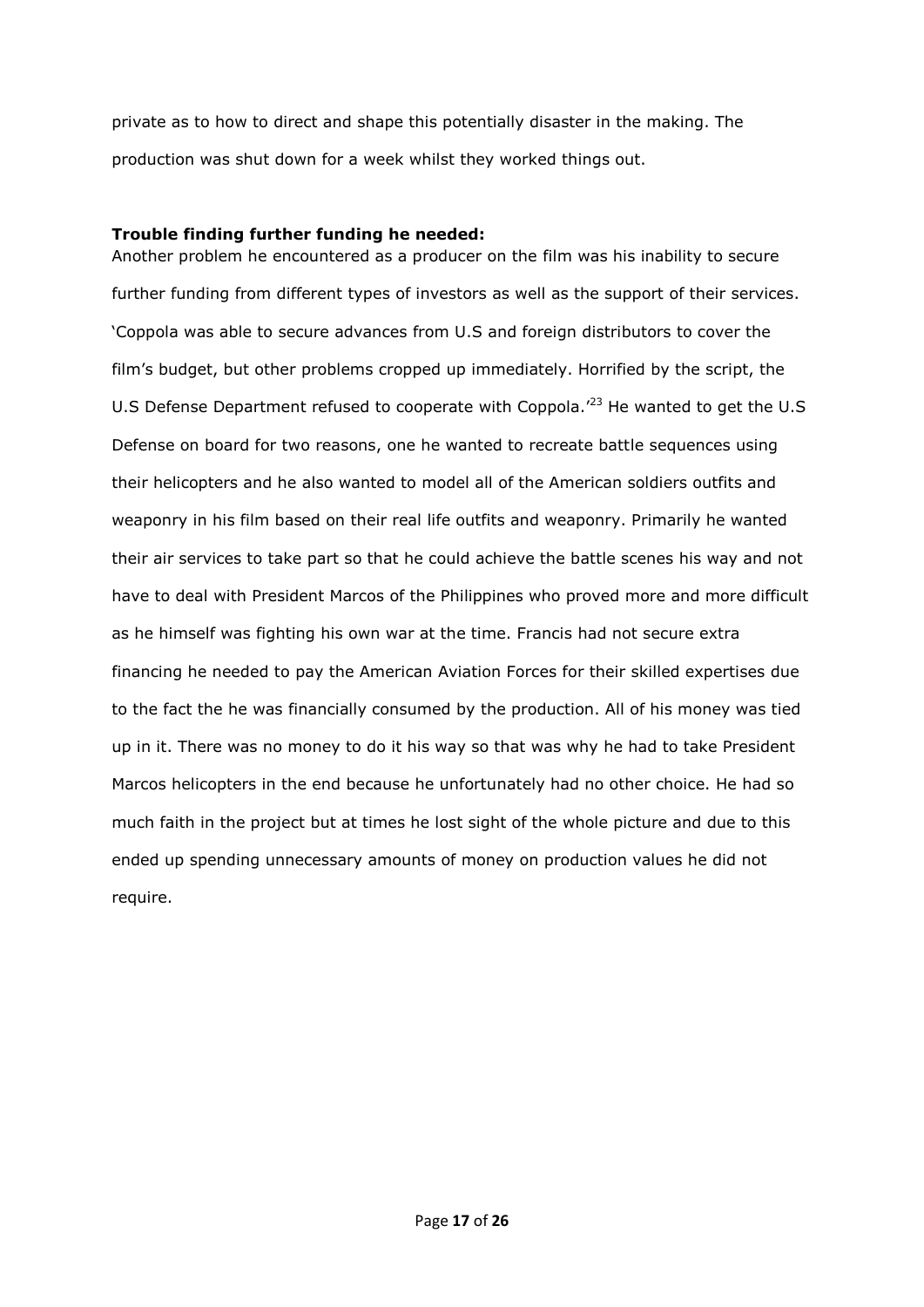private as to how to direct and shape this potentially disaster in the making. The production was shut down for a week whilst they worked things out.

**Trouble finding further funding he needed:**

Another problem he encountered as a producer on the film was his inability to secure further funding from different types of investors as well as the support of their services. 'Coppola was able to secure advances from U.S and foreign distributors to cover the film's budget, but other problems cropped up immediately. Horrified by the script, the U.S Defense Department refused to cooperate with Coppola.'[23] He wanted to get the U.S Defense on board for two reasons, one he wanted to recreate battle sequences using their helicopters and he also wanted to model all of the American soldiers outfits and weaponry in his film based on their real life outfits and weaponry. Primarily he wanted their air services to take part so that he could achieve the battle scenes his way and not have to deal with President Marcos of the Philippines who proved more and more difficult as he himself was fighting his own war at the time. Francis had not secure extra financing he needed to pay the American Aviation Forces for their skilled expertises due to the fact the he was financially consumed by the production. All of his money was tied up in it. There was no money to do it his way so that was why he had to take President Marcos helicopters in the end because he unfortunately had no other choice. He had so much faith in the project but at times he lost sight of the whole picture and due to this ended up spending unnecessary amounts of money on production values he did not require.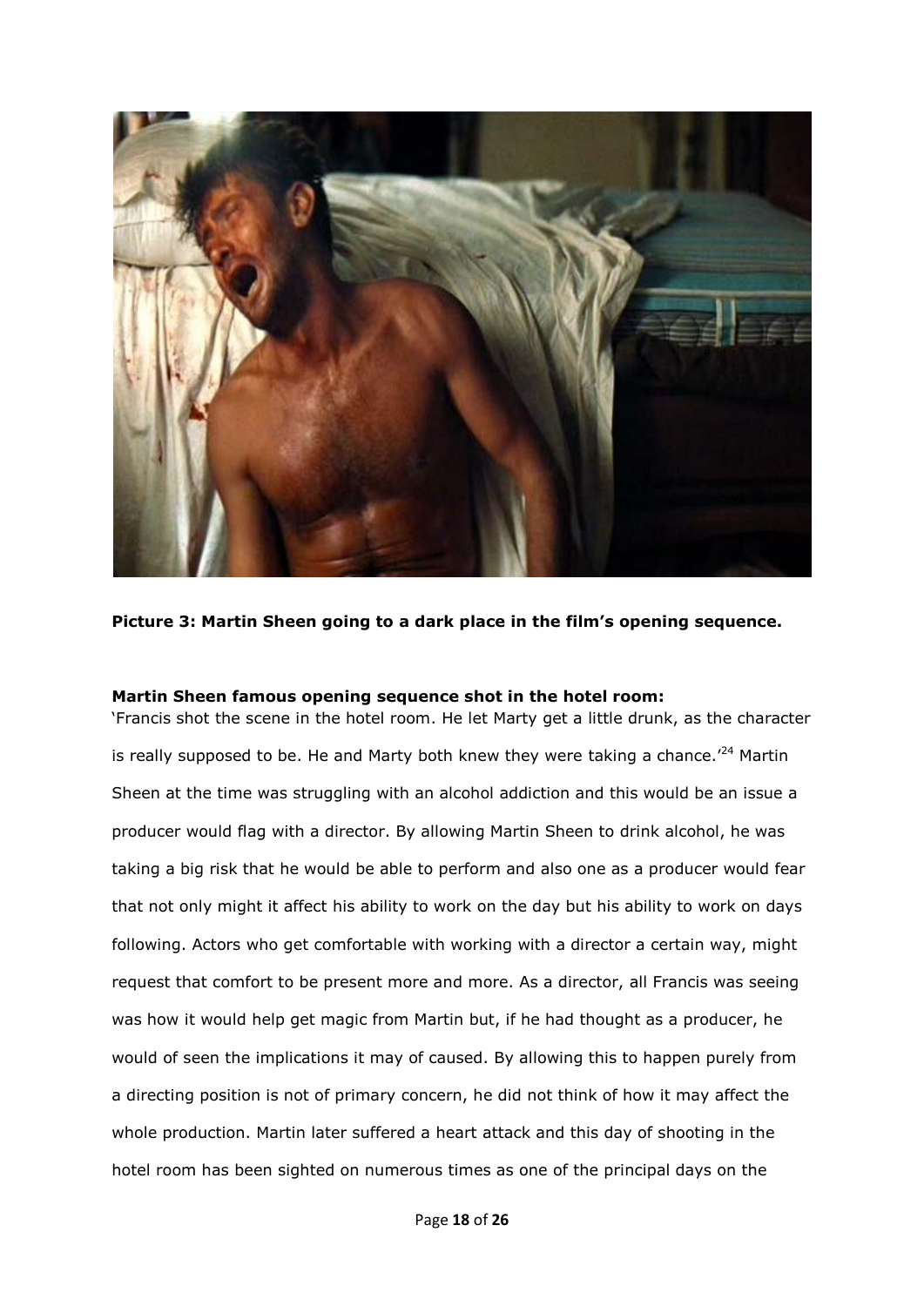**Picture 3: Martin Sheen going to a dark place in the film's opening sequence.**

**Martin Sheen famous opening sequence shot in the hotel room:**

'Francis shot the scene in the hotel room. He let Marty get a little drunk, as the character is really supposed to be. He and Marty both knew they were taking a chance.'[24] Martin Sheen at the time was struggling with an alcohol addiction and this would be an issue a producer would flag with a director. By allowing Martin Sheen to drink alcohol, he was taking a big risk that he would be able to perform and also one as a producer would fear that not only might it affect his ability to work on the day but his ability to work on days following. Actors who get comfortable with working with a director a certain way, might request that comfort to be present more and more. As a director, all Francis was seeing was how it would help get magic from Martin but, if he had thought as a producer, he would of seen the implications it may of caused. By allowing this to happen purely from a directing position is not of primary concern, he did not think of how it may affect the whole production. Martin later suffered a heart attack and this day of shooting in the hotel room has been sighted on numerous times as one of the principal days on the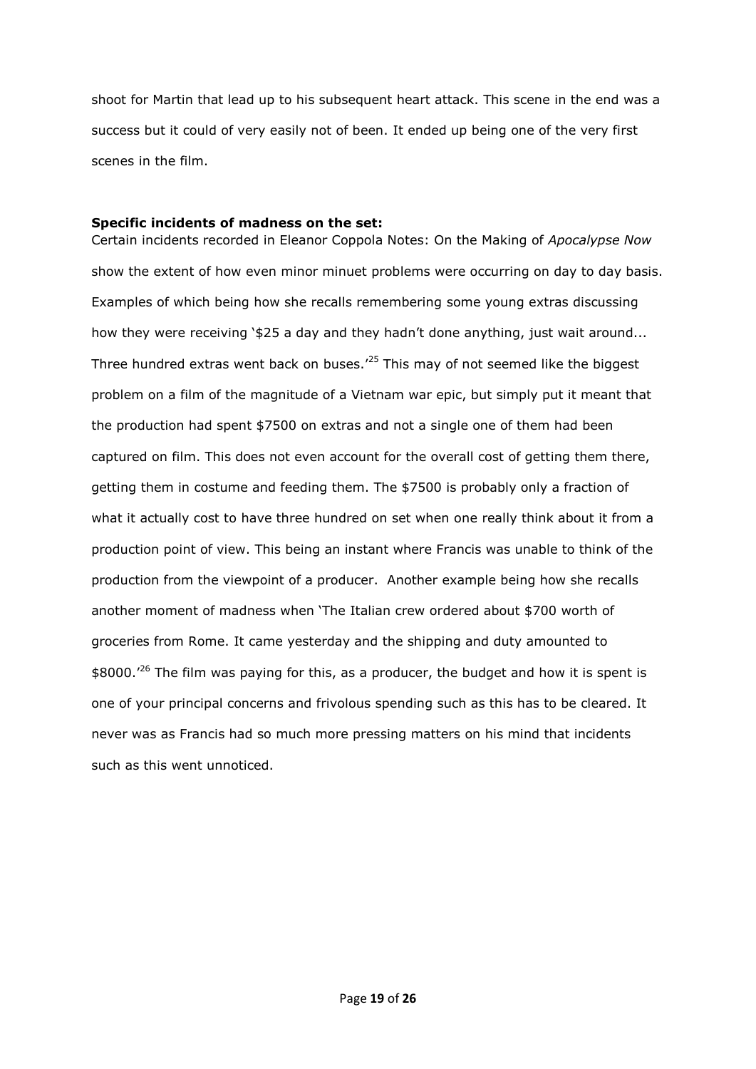shoot for Martin that lead up to his subsequent heart attack. This scene in the end was a success but it could of very easily not of been. It ended up being one of the very first scenes in the film.

**Specific incidents of madness on the set:**

Certain incidents recorded in Eleanor Coppola Notes: On the Making of *Apocalypse Now* show the extent of how even minor minuet problems were occurring on day to day basis. Examples of which being how she recalls remembering some young extras discussing how they were receiving '$25 a day and they hadn't done anything, just wait around... Three hundred extras went back on buses.'[25] This may of not seemed like the biggest problem on a film of the magnitude of a Vietnam war epic, but simply put it meant that the production had spent $7500 on extras and not a single one of them had been captured on film. This does not even account for the overall cost of getting them there, getting them in costume and feeding them. The $7500 is probably only a fraction of what it actually cost to have three hundred on set when one really think about it from a production point of view. This being an instant where Francis was unable to think of the production from the viewpoint of a producer. Another example being how she recalls another moment of madness when 'The Italian crew ordered about $700 worth of groceries from Rome. It came yesterday and the shipping and duty amounted to $8000.'[26] The film was paying for this, as a producer, the budget and how it is spent is one of your principal concerns and frivolous spending such as this has to be cleared. It never was as Francis had so much more pressing matters on his mind that incidents such as this went unnoticed.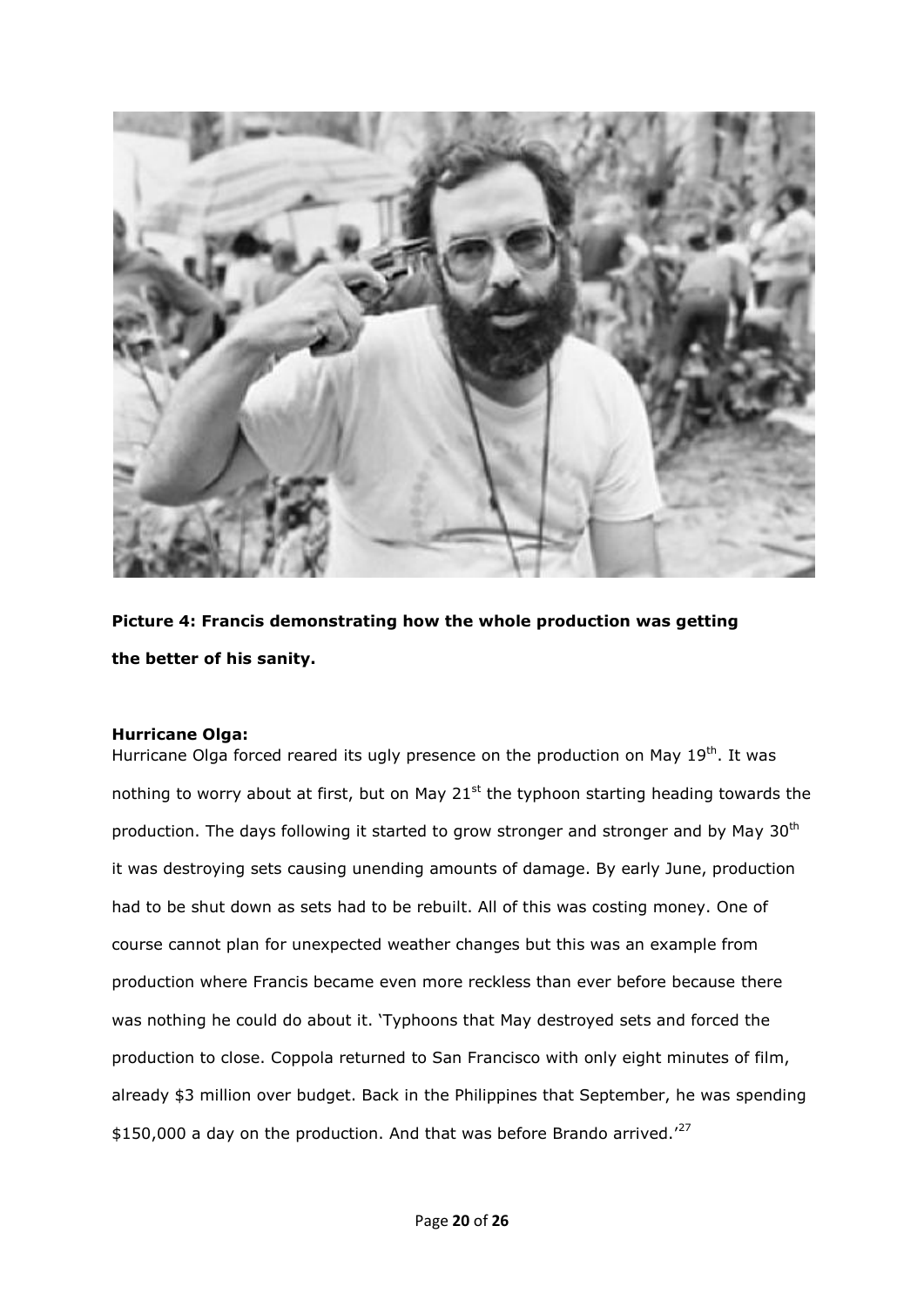**Picture 4: Francis demonstrating how the whole production was getting the better of his sanity.**

**Hurricane Olga:**
Hurricane Olga forced reared its ugly presence on the production on May 19th. It was nothing to worry about at first, but on May 21st the typhoon starting heading towards the production. The days following it started to grow stronger and stronger and by May 30th it was destroying sets causing unending amounts of damage. By early June, production had to be shut down as sets had to be rebuilt. All of this was costing money. One of course cannot plan for unexpected weather changes but this was an example from production where Francis became even more reckless than ever before because there was nothing he could do about it. 'Typhoons that May destroyed sets and forced the production to close. Coppola returned to San Francisco with only eight minutes of film, already $3 million over budget. Back in the Philippines that September, he was spending $150,000 a day on the production. And that was before Brando arrived.'[27]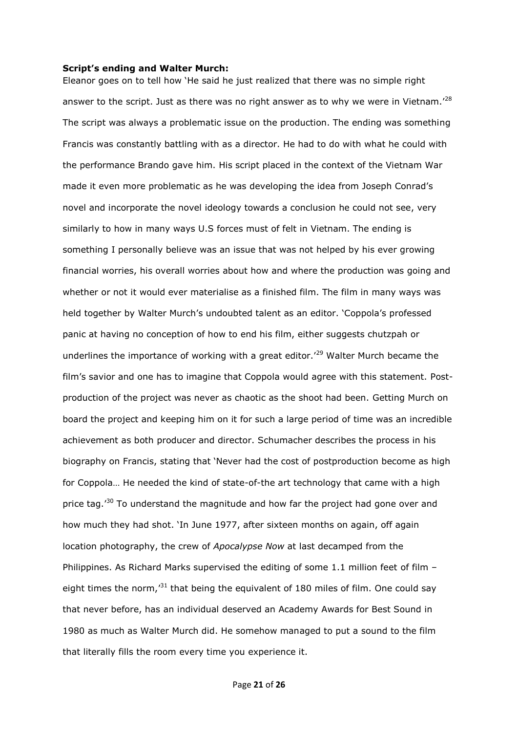**Script's ending and Walter Murch:**

Eleanor goes on to tell how 'He said he just realized that there was no simple right answer to the script. Just as there was no right answer as to why we were in Vietnam.'[28] The script was always a problematic issue on the production. The ending was something Francis was constantly battling with as a director. He had to do with what he could with the performance Brando gave him. His script placed in the context of the Vietnam War made it even more problematic as he was developing the idea from Joseph Conrad's novel and incorporate the novel ideology towards a conclusion he could not see, very similarly to how in many ways U.S forces must of felt in Vietnam. The ending is something I personally believe was an issue that was not helped by his ever growing financial worries, his overall worries about how and where the production was going and whether or not it would ever materialise as a finished film. The film in many ways was held together by Walter Murch's undoubted talent as an editor. 'Coppola's professed panic at having no conception of how to end his film, either suggests chutzpah or underlines the importance of working with a great editor.'[29] Walter Murch became the film's savior and one has to imagine that Coppola would agree with this statement. Post-production of the project was never as chaotic as the shoot had been. Getting Murch on board the project and keeping him on it for such a large period of time was an incredible achievement as both producer and director. Schumacher describes the process in his biography on Francis, stating that 'Never had the cost of postproduction become as high for Coppola… He needed the kind of state-of-the art technology that came with a high price tag.'[30] To understand the magnitude and how far the project had gone over and how much they had shot. 'In June 1977, after sixteen months on again, off again location photography, the crew of *Apocalypse Now* at last decamped from the Philippines. As Richard Marks supervised the editing of some 1.1 million feet of film – eight times the norm,'[31] that being the equivalent of 180 miles of film. One could say that never before, has an individual deserved an Academy Awards for Best Sound in 1980 as much as Walter Murch did. He somehow managed to put a sound to the film that literally fills the room every time you experience it.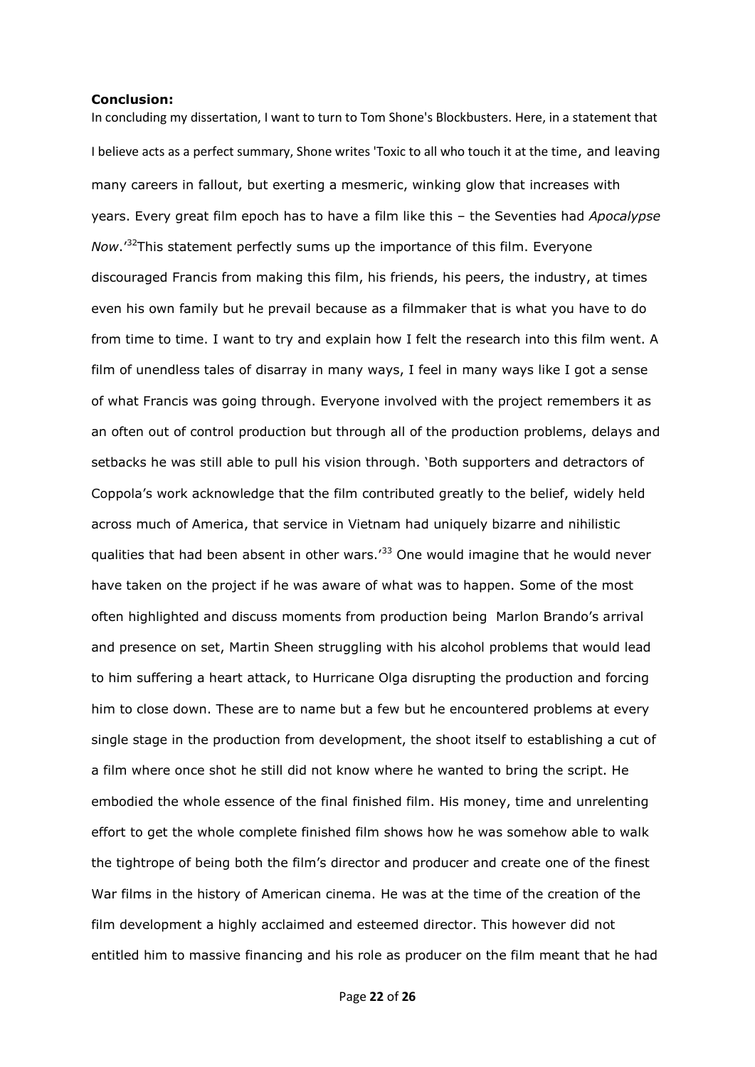**Conclusion:**

In concluding my dissertation, I want to turn to Tom Shone's Blockbusters. Here, in a statement that I believe acts as a perfect summary, Shone writes 'Toxic to all who touch it at the time, and leaving many careers in fallout, but exerting a mesmeric, winking glow that increases with years. Every great film epoch has to have a film like this – the Seventies had *Apocalypse Now*.'[32]This statement perfectly sums up the importance of this film. Everyone discouraged Francis from making this film, his friends, his peers, the industry, at times even his own family but he prevail because as a filmmaker that is what you have to do from time to time. I want to try and explain how I felt the research into this film went. A film of unendless tales of disarray in many ways, I feel in many ways like I got a sense of what Francis was going through. Everyone involved with the project remembers it as an often out of control production but through all of the production problems, delays and setbacks he was still able to pull his vision through. 'Both supporters and detractors of Coppola's work acknowledge that the film contributed greatly to the belief, widely held across much of America, that service in Vietnam had uniquely bizarre and nihilistic qualities that had been absent in other wars.'[33] One would imagine that he would never have taken on the project if he was aware of what was to happen. Some of the most often highlighted and discuss moments from production being Marlon Brando's arrival and presence on set, Martin Sheen struggling with his alcohol problems that would lead to him suffering a heart attack, to Hurricane Olga disrupting the production and forcing him to close down. These are to name but a few but he encountered problems at every single stage in the production from development, the shoot itself to establishing a cut of a film where once shot he still did not know where he wanted to bring the script. He embodied the whole essence of the final finished film. His money, time and unrelenting effort to get the whole complete finished film shows how he was somehow able to walk the tightrope of being both the film's director and producer and create one of the finest War films in the history of American cinema. He was at the time of the creation of the film development a highly acclaimed and esteemed director. This however did not entitled him to massive financing and his role as producer on the film meant that he had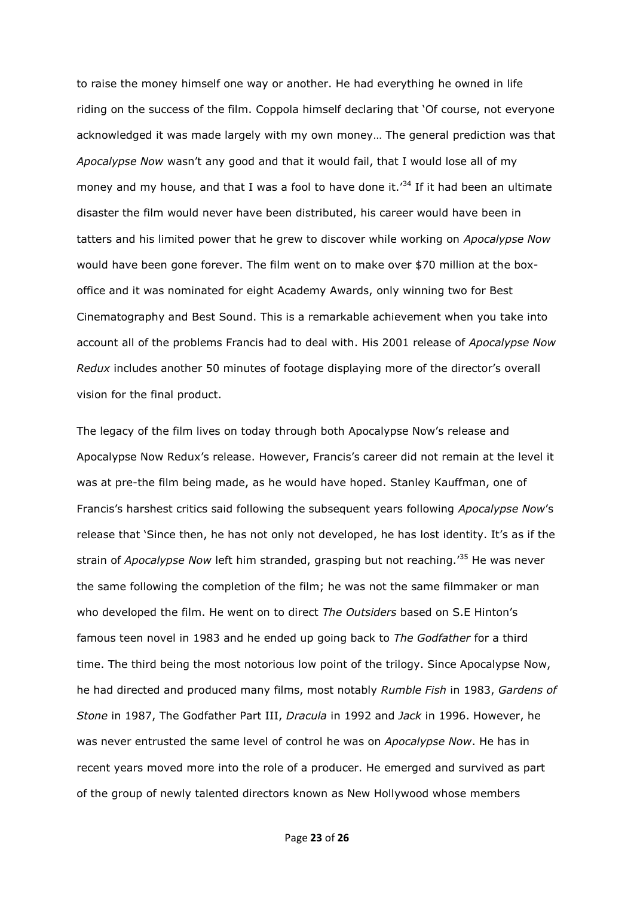to raise the money himself one way or another. He had everything he owned in life riding on the success of the film. Coppola himself declaring that 'Of course, not everyone acknowledged it was made largely with my own money… The general prediction was that *Apocalypse Now* wasn't any good and that it would fail, that I would lose all of my money and my house, and that I was a fool to have done it.'[34] If it had been an ultimate disaster the film would never have been distributed, his career would have been in tatters and his limited power that he grew to discover while working on *Apocalypse Now* would have been gone forever. The film went on to make over $70 million at the box-office and it was nominated for eight Academy Awards, only winning two for Best Cinematography and Best Sound. This is a remarkable achievement when you take into account all of the problems Francis had to deal with. His 2001 release of *Apocalypse Now Redux* includes another 50 minutes of footage displaying more of the director's overall vision for the final product.

The legacy of the film lives on today through both Apocalypse Now's release and Apocalypse Now Redux's release. However, Francis's career did not remain at the level it was at pre-the film being made, as he would have hoped. Stanley Kauffman, one of Francis's harshest critics said following the subsequent years following *Apocalypse Now*'s release that 'Since then, he has not only not developed, he has lost identity. It's as if the strain of *Apocalypse Now* left him stranded, grasping but not reaching.'[35] He was never the same following the completion of the film; he was not the same filmmaker or man who developed the film. He went on to direct *The Outsiders* based on S.E Hinton's famous teen novel in 1983 and he ended up going back to *The Godfather* for a third time. The third being the most notorious low point of the trilogy. Since Apocalypse Now, he had directed and produced many films, most notably *Rumble Fish* in 1983, *Gardens of Stone* in 1987, The Godfather Part III, *Dracula* in 1992 and *Jack* in 1996. However, he was never entrusted the same level of control he was on *Apocalypse Now*. He has in recent years moved more into the role of a producer. He emerged and survived as part of the group of newly talented directors known as New Hollywood whose members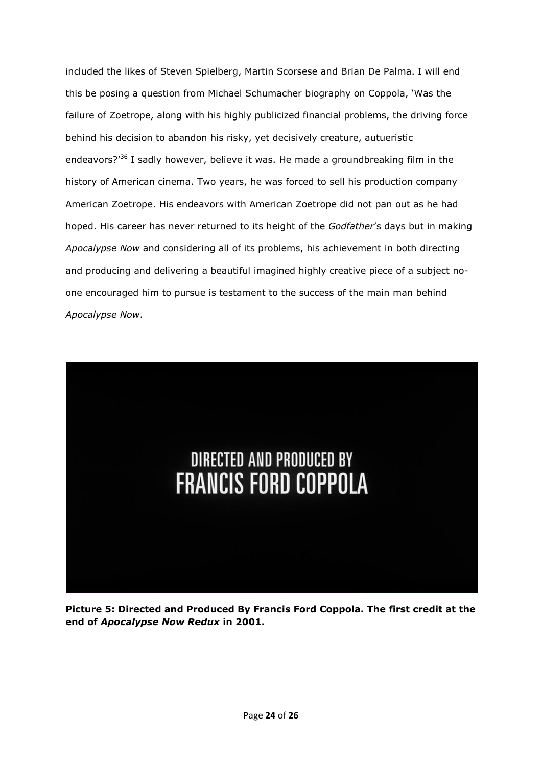included the likes of Steven Spielberg, Martin Scorsese and Brian De Palma. I will end this be posing a question from Michael Schumacher biography on Coppola, 'Was the failure of Zoetrope, along with his highly publicized financial problems, the driving force behind his decision to abandon his risky, yet decisively creature, autueristic endeavors?'[36] I sadly however, believe it was. He made a groundbreaking film in the history of American cinema. Two years, he was forced to sell his production company American Zoetrope. His endeavors with American Zoetrope did not pan out as he had hoped. His career has never returned to its height of the *Godfather*'s days but in making *Apocalypse Now* and considering all of its problems, his achievement in both directing and producing and delivering a beautiful imagined highly creative piece of a subject no-one encouraged him to pursue is testament to the success of the main man behind *Apocalypse Now*.

DIRECTED AND PRODUCED BY
FRANCIS FORD COPPOLA

**Picture 5: Directed and Produced By Francis Ford Coppola. The first credit at the end of *Apocalypse Now Redux* in 2001.**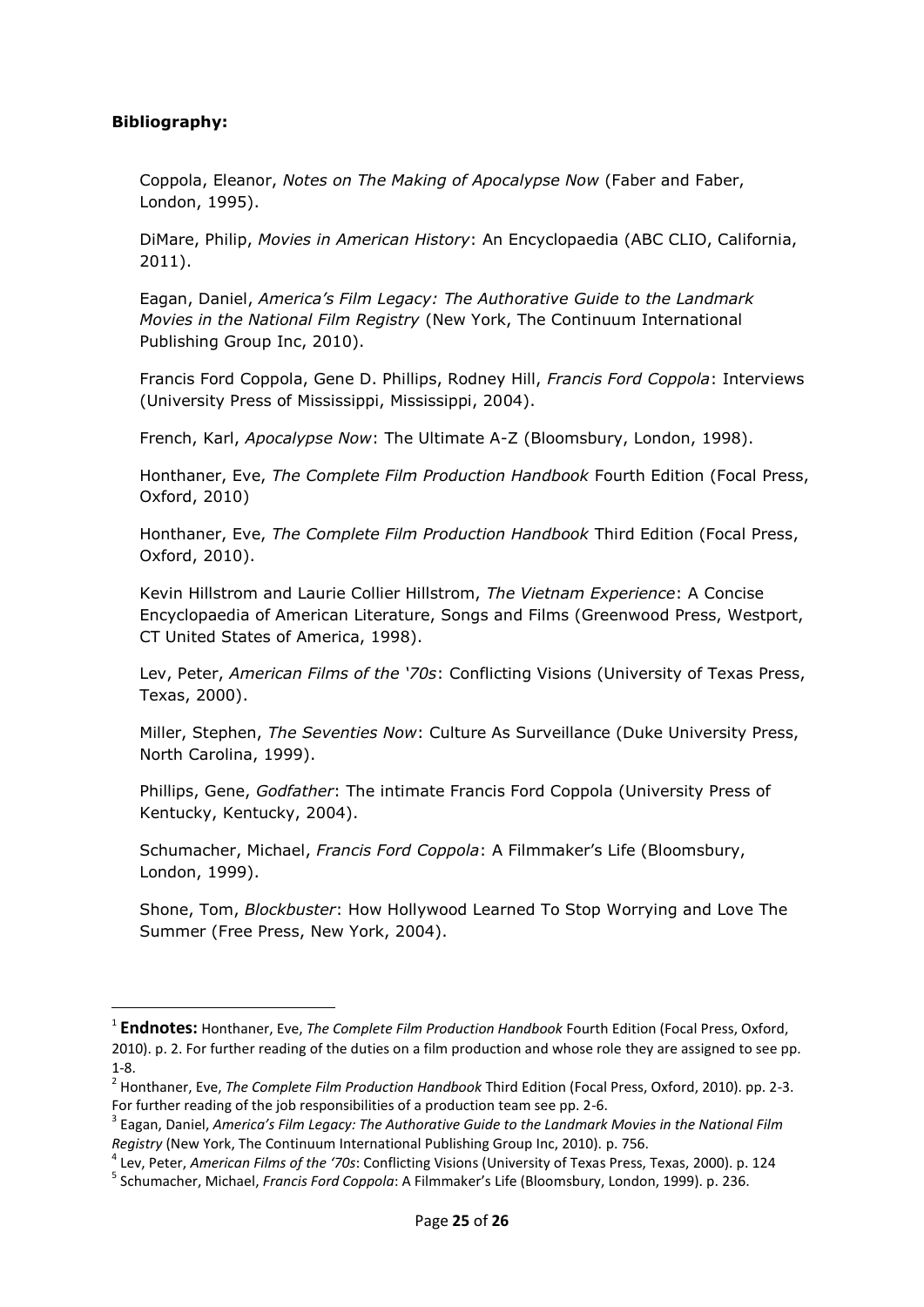**Bibliography:**

Coppola, Eleanor, *Notes on The Making of Apocalypse Now* (Faber and Faber, London, 1995).

DiMare, Philip, *Movies in American History*: An Encyclopaedia (ABC CLIO, California, 2011).

Eagan, Daniel, *America's Film Legacy: The Authorative Guide to the Landmark Movies in the National Film Registry* (New York, The Continuum International Publishing Group Inc, 2010).

Francis Ford Coppola, Gene D. Phillips, Rodney Hill, *Francis Ford Coppola*: Interviews (University Press of Mississippi, Mississippi, 2004).

French, Karl, *Apocalypse Now*: The Ultimate A-Z (Bloomsbury, London, 1998).

Honthaner, Eve, *The Complete Film Production Handbook* Fourth Edition (Focal Press, Oxford, 2010)

Honthaner, Eve, *The Complete Film Production Handbook* Third Edition (Focal Press, Oxford, 2010).

Kevin Hillstrom and Laurie Collier Hillstrom, *The Vietnam Experience*: A Concise Encyclopaedia of American Literature, Songs and Films (Greenwood Press, Westport, CT United States of America, 1998).

Lev, Peter, *American Films of the '70s*: Conflicting Visions (University of Texas Press, Texas, 2000).

Miller, Stephen, *The Seventies Now*: Culture As Surveillance (Duke University Press, North Carolina, 1999).

Phillips, Gene, *Godfather*: The intimate Francis Ford Coppola (University Press of Kentucky, Kentucky, 2004).

Schumacher, Michael, *Francis Ford Coppola*: A Filmmaker's Life (Bloomsbury, London, 1999).

Shone, Tom, *Blockbuster*: How Hollywood Learned To Stop Worrying and Love The Summer (Free Press, New York, 2004).

---

[1] **Endnotes:** Honthaner, Eve, *The Complete Film Production Handbook* Fourth Edition (Focal Press, Oxford, 2010). p. 2. For further reading of the duties on a film production and whose role they are assigned to see pp. 1-8.

[2] Honthaner, Eve, *The Complete Film Production Handbook* Third Edition (Focal Press, Oxford, 2010). pp. 2-3. For further reading of the job responsibilities of a production team see pp. 2-6.

[3] Eagan, Daniel, *America's Film Legacy: The Authorative Guide to the Landmark Movies in the National Film Registry* (New York, The Continuum International Publishing Group Inc, 2010). p. 756.

[4] Lev, Peter, *American Films of the '70s*: Conflicting Visions (University of Texas Press, Texas, 2000). p. 124

[5] Schumacher, Michael, *Francis Ford Coppola*: A Filmmaker's Life (Bloomsbury, London, 1999). p. 236.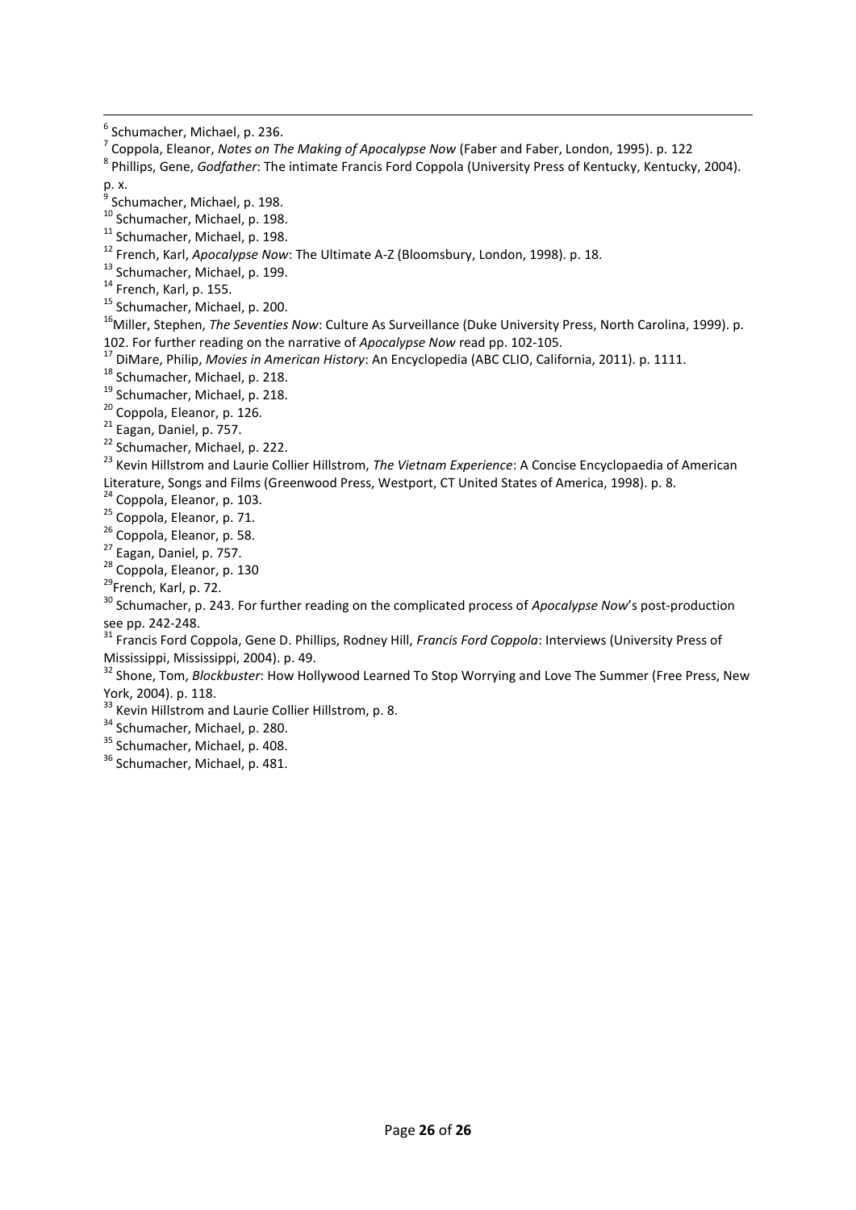[6] Schumacher, Michael, p. 236.

[7] Coppola, Eleanor, *Notes on The Making of Apocalypse Now* (Faber and Faber, London, 1995). p. 122

[8] Phillips, Gene, *Godfather*: The intimate Francis Ford Coppola (University Press of Kentucky, Kentucky, 2004). p. x.

[9] Schumacher, Michael, p. 198.

[10] Schumacher, Michael, p. 198.

[11] Schumacher, Michael, p. 198.

[12] French, Karl, *Apocalypse Now*: The Ultimate A-Z (Bloomsbury, London, 1998). p. 18.

[13] Schumacher, Michael, p. 199.

[14] French, Karl, p. 155.

[15] Schumacher, Michael, p. 200.

[16] Miller, Stephen, *The Seventies Now*: Culture As Surveillance (Duke University Press, North Carolina, 1999). p. 102. For further reading on the narrative of *Apocalypse Now* read pp. 102-105.

[17] DiMare, Philip, *Movies in American History*: An Encyclopedia (ABC CLIO, California, 2011). p. 1111.

[18] Schumacher, Michael, p. 218.

[19] Schumacher, Michael, p. 218.

[20] Coppola, Eleanor, p. 126.

[21] Eagan, Daniel, p. 757.

[22] Schumacher, Michael, p. 222.

[23] Kevin Hillstrom and Laurie Collier Hillstrom, *The Vietnam Experience*: A Concise Encyclopaedia of American Literature, Songs and Films (Greenwood Press, Westport, CT United States of America, 1998). p. 8.

[24] Coppola, Eleanor, p. 103.

[25] Coppola, Eleanor, p. 71.

[26] Coppola, Eleanor, p. 58.

[27] Eagan, Daniel, p. 757.

[28] Coppola, Eleanor, p. 130

[29] French, Karl, p. 72.

[30] Schumacher, p. 243. For further reading on the complicated process of *Apocalypse Now*'s post-production see pp. 242-248.

[31] Francis Ford Coppola, Gene D. Phillips, Rodney Hill, *Francis Ford Coppola*: Interviews (University Press of Mississippi, Mississippi, 2004). p. 49.

[32] Shone, Tom, *Blockbuster*: How Hollywood Learned To Stop Worrying and Love The Summer (Free Press, New York, 2004). p. 118.

[33] Kevin Hillstrom and Laurie Collier Hillstrom, p. 8.

[34] Schumacher, Michael, p. 280.

[35] Schumacher, Michael, p. 408.

[36] Schumacher, Michael, p. 481.